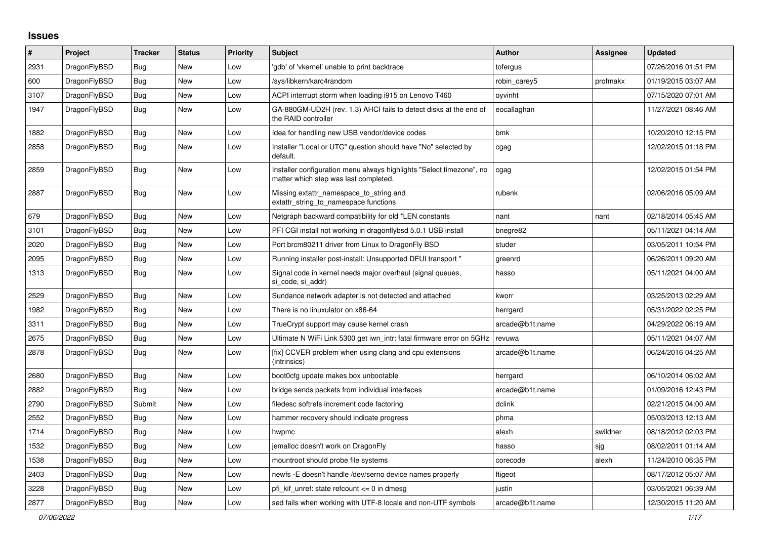# Issues

| # | Project | Tracker | Status | Priority | Subject | Author | Assignee | Updated |
|---|---|---|---|---|---|---|---|---|
| 2931 | DragonFlyBSD | Bug | New | Low | 'gdb' of 'vkernel' unable to print backtrace | tofergus | | 07/26/2016 01:51 PM |
| 600 | DragonFlyBSD | Bug | New | Low | /sys/libkern/karc4random | robin_carey5 | profmakx | 01/19/2015 03:07 AM |
| 3107 | DragonFlyBSD | Bug | New | Low | ACPI interrupt storm when loading i915 on Lenovo T460 | oyvinht | | 07/15/2020 07:01 AM |
| 1947 | DragonFlyBSD | Bug | New | Low | GA-880GM-UD2H (rev. 1.3) AHCI fails to detect disks at the end of the RAID controller | eocallaghan | | 11/27/2021 08:46 AM |
| 1882 | DragonFlyBSD | Bug | New | Low | Idea for handling new USB vendor/device codes | bmk | | 10/20/2010 12:15 PM |
| 2858 | DragonFlyBSD | Bug | New | Low | Installer "Local or UTC" question should have "No" selected by default. | cgag | | 12/02/2015 01:18 PM |
| 2859 | DragonFlyBSD | Bug | New | Low | Installer configuration menu always highlights "Select timezone", no matter which step was last completed. | cgag | | 12/02/2015 01:54 PM |
| 2887 | DragonFlyBSD | Bug | New | Low | Missing extattr_namespace_to_string and extattr_string_to_namespace functions | rubenk | | 02/06/2016 05:09 AM |
| 679 | DragonFlyBSD | Bug | New | Low | Netgraph backward compatibility for old *LEN constants | nant | nant | 02/18/2014 05:45 AM |
| 3101 | DragonFlyBSD | Bug | New | Low | PFI CGI install not working in dragonflybsd 5.0.1 USB install | bnegre82 | | 05/11/2021 04:14 AM |
| 2020 | DragonFlyBSD | Bug | New | Low | Port brcm80211 driver from Linux to DragonFly BSD | studer | | 03/05/2011 10:54 PM |
| 2095 | DragonFlyBSD | Bug | New | Low | Running installer post-install: Unsupported DFUI transport " | greenrd | | 06/26/2011 09:20 AM |
| 1313 | DragonFlyBSD | Bug | New | Low | Signal code in kernel needs major overhaul (signal queues, si_code, si_addr) | hasso | | 05/11/2021 04:00 AM |
| 2529 | DragonFlyBSD | Bug | New | Low | Sundance network adapter is not detected and attached | kworr | | 03/25/2013 02:29 AM |
| 1982 | DragonFlyBSD | Bug | New | Low | There is no linuxulator on x86-64 | herrgard | | 05/31/2022 02:25 PM |
| 3311 | DragonFlyBSD | Bug | New | Low | TrueCrypt support may cause kernel crash | arcade@b1t.name | | 04/29/2022 06:19 AM |
| 2675 | DragonFlyBSD | Bug | New | Low | Ultimate N WiFi Link 5300 get iwn_intr: fatal firmware error on 5GHz | revuwa | | 05/11/2021 04:07 AM |
| 2878 | DragonFlyBSD | Bug | New | Low | [fix] CCVER problem when using clang and cpu extensions (intrinsics) | arcade@b1t.name | | 06/24/2016 04:25 AM |
| 2680 | DragonFlyBSD | Bug | New | Low | boot0cfg update makes box unbootable | herrgard | | 06/10/2014 06:02 AM |
| 2882 | DragonFlyBSD | Bug | New | Low | bridge sends packets from individual interfaces | arcade@b1t.name | | 01/09/2016 12:43 PM |
| 2790 | DragonFlyBSD | Submit | New | Low | filedesc softrefs increment code factoring | dclink | | 02/21/2015 04:00 AM |
| 2552 | DragonFlyBSD | Bug | New | Low | hammer recovery should indicate progress | phma | | 05/03/2013 12:13 AM |
| 1714 | DragonFlyBSD | Bug | New | Low | hwpmc | alexh | swildner | 08/18/2012 02:03 PM |
| 1532 | DragonFlyBSD | Bug | New | Low | jemalloc doesn't work on DragonFly | hasso | sjg | 08/02/2011 01:14 AM |
| 1538 | DragonFlyBSD | Bug | New | Low | mountroot should probe file systems | corecode | alexh | 11/24/2010 06:35 PM |
| 2403 | DragonFlyBSD | Bug | New | Low | newfs -E doesn't handle /dev/serno device names properly | ftigeot | | 08/17/2012 05:07 AM |
| 3228 | DragonFlyBSD | Bug | New | Low | pfi_kif_unref: state refcount <= 0 in dmesg | justin | | 03/05/2021 06:39 AM |
| 2877 | DragonFlyBSD | Bug | New | Low | sed fails when working with UTF-8 locale and non-UTF symbols | arcade@b1t.name | | 12/30/2015 11:20 AM |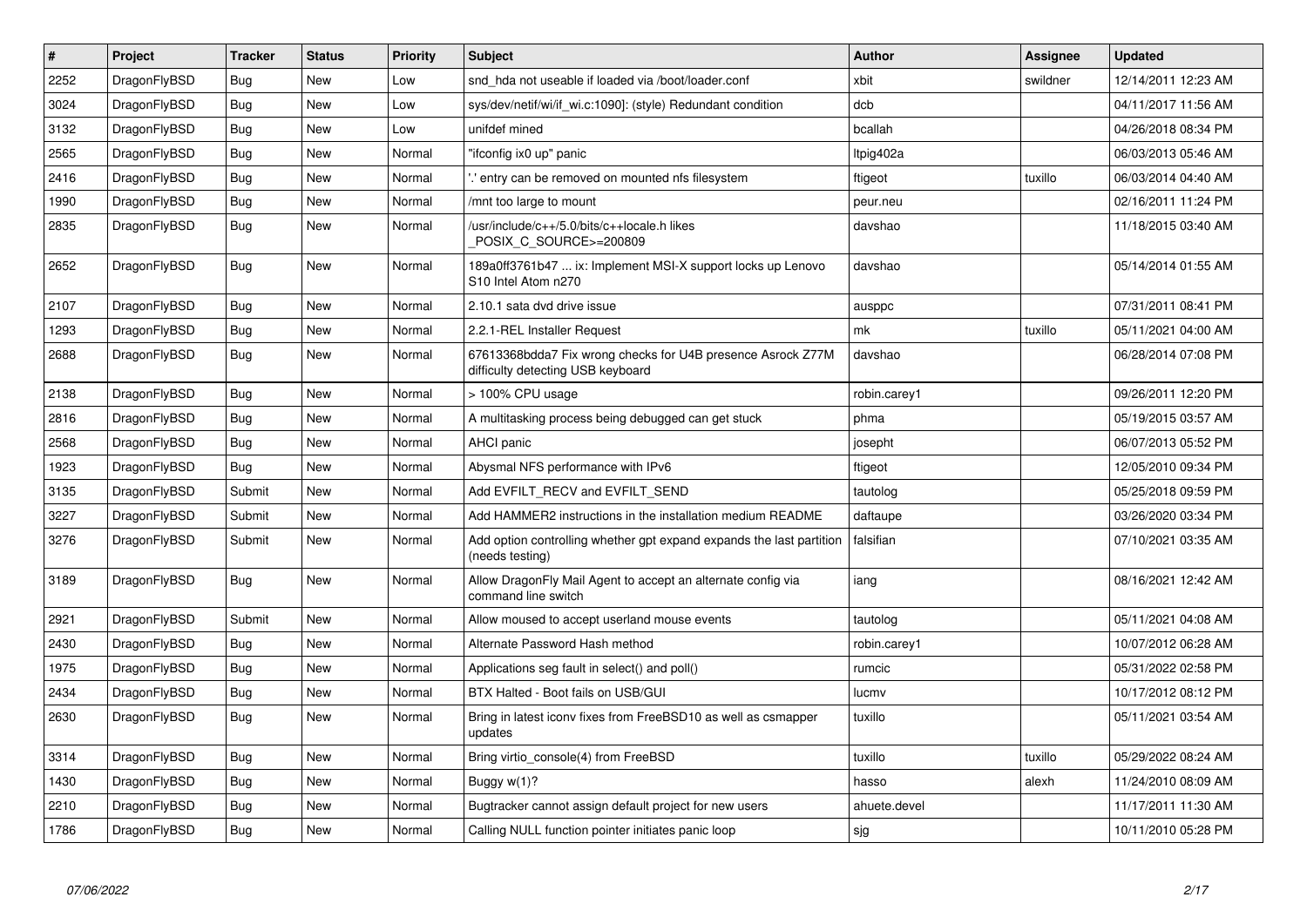| # | Project | Tracker | Status | Priority | Subject | Author | Assignee | Updated |
|---|---|---|---|---|---|---|---|---|
| 2252 | DragonFlyBSD | Bug | New | Low | snd_hda not useable if loaded via /boot/loader.conf | xbit | swildner | 12/14/2011 12:23 AM |
| 3024 | DragonFlyBSD | Bug | New | Low | sys/dev/netif/wi/if_wi.c:1090]: (style) Redundant condition | dcb | | 04/11/2017 11:56 AM |
| 3132 | DragonFlyBSD | Bug | New | Low | unifdef mined | bcallah | | 04/26/2018 08:34 PM |
| 2565 | DragonFlyBSD | Bug | New | Normal | "ifconfig ix0 up" panic | ltpig402a | | 06/03/2013 05:46 AM |
| 2416 | DragonFlyBSD | Bug | New | Normal | '.' entry can be removed on mounted nfs filesystem | ftigeot | tuxillo | 06/03/2014 04:40 AM |
| 1990 | DragonFlyBSD | Bug | New | Normal | /mnt too large to mount | peur.neu | | 02/16/2011 11:24 PM |
| 2835 | DragonFlyBSD | Bug | New | Normal | /usr/include/c++/5.0/bits/c++locale.h likes _POSIX_C_SOURCE>=200809 | davshao | | 11/18/2015 03:40 AM |
| 2652 | DragonFlyBSD | Bug | New | Normal | 189a0ff3761b47 ... ix: Implement MSI-X support locks up Lenovo S10 Intel Atom n270 | davshao | | 05/14/2014 01:55 AM |
| 2107 | DragonFlyBSD | Bug | New | Normal | 2.10.1 sata dvd drive issue | ausppc | | 07/31/2011 08:41 PM |
| 1293 | DragonFlyBSD | Bug | New | Normal | 2.2.1-REL Installer Request | mk | tuxillo | 05/11/2021 04:00 AM |
| 2688 | DragonFlyBSD | Bug | New | Normal | 67613368bdda7 Fix wrong checks for U4B presence Asrock Z77M difficulty detecting USB keyboard | davshao | | 06/28/2014 07:08 PM |
| 2138 | DragonFlyBSD | Bug | New | Normal | > 100% CPU usage | robin.carey1 | | 09/26/2011 12:20 PM |
| 2816 | DragonFlyBSD | Bug | New | Normal | A multitasking process being debugged can get stuck | phma | | 05/19/2015 03:57 AM |
| 2568 | DragonFlyBSD | Bug | New | Normal | AHCI panic | josepht | | 06/07/2013 05:52 PM |
| 1923 | DragonFlyBSD | Bug | New | Normal | Abysmal NFS performance with IPv6 | ftigeot | | 12/05/2010 09:34 PM |
| 3135 | DragonFlyBSD | Submit | New | Normal | Add EVFILT_RECV and EVFILT_SEND | tautolog | | 05/25/2018 09:59 PM |
| 3227 | DragonFlyBSD | Submit | New | Normal | Add HAMMER2 instructions in the installation medium README | daftaupe | | 03/26/2020 03:34 PM |
| 3276 | DragonFlyBSD | Submit | New | Normal | Add option controlling whether gpt expand expands the last partition (needs testing) | falsifian | | 07/10/2021 03:35 AM |
| 3189 | DragonFlyBSD | Bug | New | Normal | Allow DragonFly Mail Agent to accept an alternate config via command line switch | iang | | 08/16/2021 12:42 AM |
| 2921 | DragonFlyBSD | Submit | New | Normal | Allow moused to accept userland mouse events | tautolog | | 05/11/2021 04:08 AM |
| 2430 | DragonFlyBSD | Bug | New | Normal | Alternate Password Hash method | robin.carey1 | | 10/07/2012 06:28 AM |
| 1975 | DragonFlyBSD | Bug | New | Normal | Applications seg fault in select() and poll() | rumcic | | 05/31/2022 02:58 PM |
| 2434 | DragonFlyBSD | Bug | New | Normal | BTX Halted - Boot fails on USB/GUI | lucmv | | 10/17/2012 08:12 PM |
| 2630 | DragonFlyBSD | Bug | New | Normal | Bring in latest iconv fixes from FreeBSD10 as well as csmapper updates | tuxillo | | 05/11/2021 03:54 AM |
| 3314 | DragonFlyBSD | Bug | New | Normal | Bring virtio_console(4) from FreeBSD | tuxillo | tuxillo | 05/29/2022 08:24 AM |
| 1430 | DragonFlyBSD | Bug | New | Normal | Buggy w(1)? | hasso | alexh | 11/24/2010 08:09 AM |
| 2210 | DragonFlyBSD | Bug | New | Normal | Bugtracker cannot assign default project for new users | ahuete.devel | | 11/17/2011 11:30 AM |
| 1786 | DragonFlyBSD | Bug | New | Normal | Calling NULL function pointer initiates panic loop | sjg | | 10/11/2010 05:28 PM |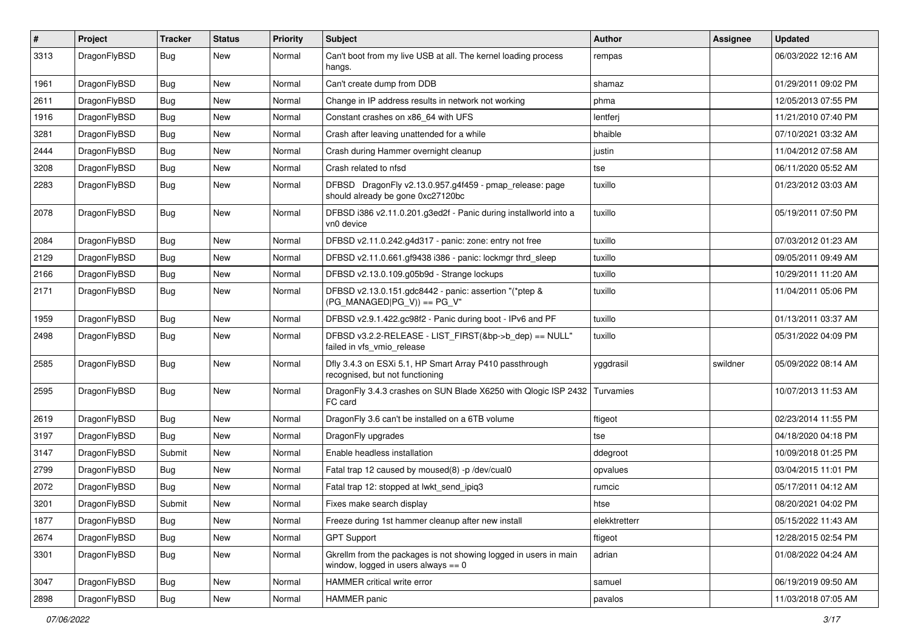| # | Project | Tracker | Status | Priority | Subject | Author | Assignee | Updated |
|---|---|---|---|---|---|---|---|---|
| 3313 | DragonFlyBSD | Bug | New | Normal | Can't boot from my live USB at all. The kernel loading process hangs. | rempas | | 06/03/2022 12:16 AM |
| 1961 | DragonFlyBSD | Bug | New | Normal | Can't create dump from DDB | shamaz | | 01/29/2011 09:02 PM |
| 2611 | DragonFlyBSD | Bug | New | Normal | Change in IP address results in network not working | phma | | 12/05/2013 07:55 PM |
| 1916 | DragonFlyBSD | Bug | New | Normal | Constant crashes on x86_64 with UFS | lentferj | | 11/21/2010 07:40 PM |
| 3281 | DragonFlyBSD | Bug | New | Normal | Crash after leaving unattended for a while | bhaible | | 07/10/2021 03:32 AM |
| 2444 | DragonFlyBSD | Bug | New | Normal | Crash during Hammer overnight cleanup | justin | | 11/04/2012 07:58 AM |
| 3208 | DragonFlyBSD | Bug | New | Normal | Crash related to nfsd | tse | | 06/11/2020 05:52 AM |
| 2283 | DragonFlyBSD | Bug | New | Normal | DFBSD DragonFly v2.13.0.957.g4f459 - pmap_release: page should already be gone 0xc27120bc | tuxillo | | 01/23/2012 03:03 AM |
| 2078 | DragonFlyBSD | Bug | New | Normal | DFBSD i386 v2.11.0.201.g3ed2f - Panic during installworld into a vn0 device | tuxillo | | 05/19/2011 07:50 PM |
| 2084 | DragonFlyBSD | Bug | New | Normal | DFBSD v2.11.0.242.g4d317 - panic: zone: entry not free | tuxillo | | 07/03/2012 01:23 AM |
| 2129 | DragonFlyBSD | Bug | New | Normal | DFBSD v2.11.0.661.gf9438 i386 - panic: lockmgr thrd_sleep | tuxillo | | 09/05/2011 09:49 AM |
| 2166 | DragonFlyBSD | Bug | New | Normal | DFBSD v2.13.0.109.g05b9d - Strange lockups | tuxillo | | 10/29/2011 11:20 AM |
| 2171 | DragonFlyBSD | Bug | New | Normal | DFBSD v2.13.0.151.gdc8442 - panic: assertion "(*ptep & (PG_MANAGED\|PG_V)) == PG_V" | tuxillo | | 11/04/2011 05:06 PM |
| 1959 | DragonFlyBSD | Bug | New | Normal | DFBSD v2.9.1.422.gc98f2 - Panic during boot - IPv6 and PF | tuxillo | | 01/13/2011 03:37 AM |
| 2498 | DragonFlyBSD | Bug | New | Normal | DFBSD v3.2.2-RELEASE - LIST_FIRST(&bp->b_dep) == NULL" failed in vfs_vmio_release | tuxillo | | 05/31/2022 04:09 PM |
| 2585 | DragonFlyBSD | Bug | New | Normal | Dfly 3.4.3 on ESXi 5.1, HP Smart Array P410 passthrough recognised, but not functioning | yggdrasil | swildner | 05/09/2022 08:14 AM |
| 2595 | DragonFlyBSD | Bug | New | Normal | DragonFly 3.4.3 crashes on SUN Blade X6250 with Qlogic ISP 2432 FC card | Turvamies | | 10/07/2013 11:53 AM |
| 2619 | DragonFlyBSD | Bug | New | Normal | DragonFly 3.6 can't be installed on a 6TB volume | ftigeot | | 02/23/2014 11:55 PM |
| 3197 | DragonFlyBSD | Bug | New | Normal | DragonFly upgrades | tse | | 04/18/2020 04:18 PM |
| 3147 | DragonFlyBSD | Submit | New | Normal | Enable headless installation | ddegroot | | 10/09/2018 01:25 PM |
| 2799 | DragonFlyBSD | Bug | New | Normal | Fatal trap 12 caused by moused(8) -p /dev/cual0 | opvalues | | 03/04/2015 11:01 PM |
| 2072 | DragonFlyBSD | Bug | New | Normal | Fatal trap 12: stopped at lwkt_send_ipiq3 | rumcic | | 05/17/2011 04:12 AM |
| 3201 | DragonFlyBSD | Submit | New | Normal | Fixes make search display | htse | | 08/20/2021 04:02 PM |
| 1877 | DragonFlyBSD | Bug | New | Normal | Freeze during 1st hammer cleanup after new install | elekktretterr | | 05/15/2022 11:43 AM |
| 2674 | DragonFlyBSD | Bug | New | Normal | GPT Support | ftigeot | | 12/28/2015 02:54 PM |
| 3301 | DragonFlyBSD | Bug | New | Normal | Gkrellm from the packages is not showing logged in users in main window, logged in users always == 0 | adrian | | 01/08/2022 04:24 AM |
| 3047 | DragonFlyBSD | Bug | New | Normal | HAMMER critical write error | samuel | | 06/19/2019 09:50 AM |
| 2898 | DragonFlyBSD | Bug | New | Normal | HAMMER panic | pavalos | | 11/03/2018 07:05 AM |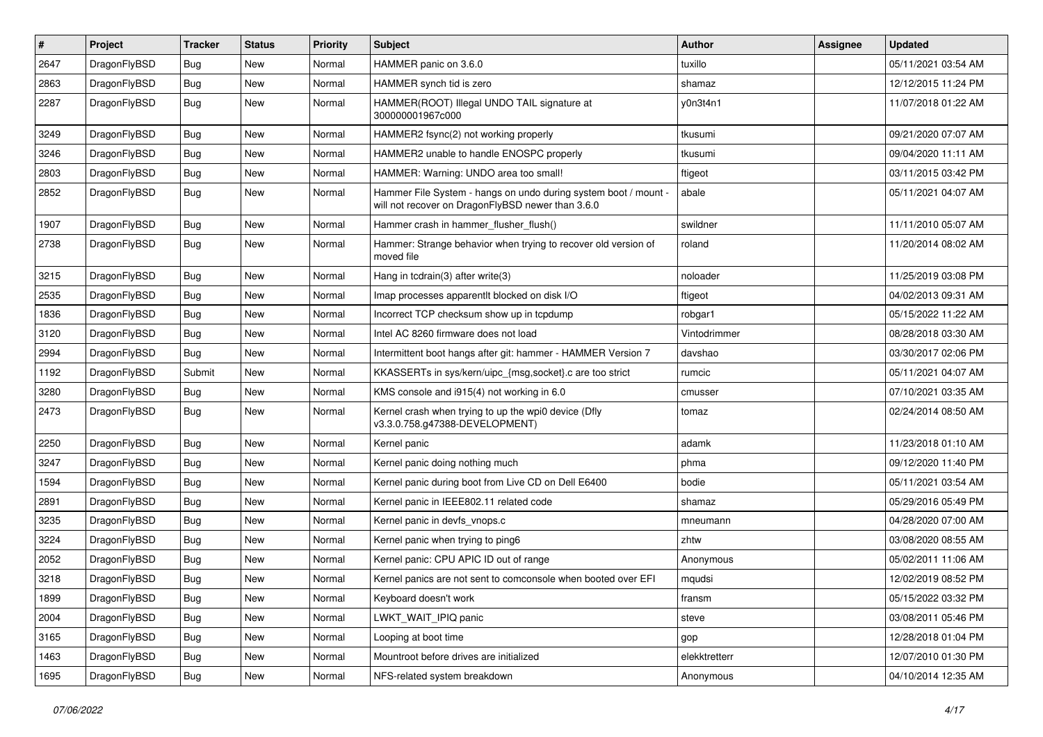| # | Project | Tracker | Status | Priority | Subject | Author | Assignee | Updated |
|---|---|---|---|---|---|---|---|---|
| 2647 | DragonFlyBSD | Bug | New | Normal | HAMMER panic on 3.6.0 | tuxillo | | 05/11/2021 03:54 AM |
| 2863 | DragonFlyBSD | Bug | New | Normal | HAMMER synch tid is zero | shamaz | | 12/12/2015 11:24 PM |
| 2287 | DragonFlyBSD | Bug | New | Normal | HAMMER(ROOT) Illegal UNDO TAIL signature at 300000001967c000 | y0n3t4n1 | | 11/07/2018 01:22 AM |
| 3249 | DragonFlyBSD | Bug | New | Normal | HAMMER2 fsync(2) not working properly | tkusumi | | 09/21/2020 07:07 AM |
| 3246 | DragonFlyBSD | Bug | New | Normal | HAMMER2 unable to handle ENOSPC properly | tkusumi | | 09/04/2020 11:11 AM |
| 2803 | DragonFlyBSD | Bug | New | Normal | HAMMER: Warning: UNDO area too small! | ftigeot | | 03/11/2015 03:42 PM |
| 2852 | DragonFlyBSD | Bug | New | Normal | Hammer File System - hangs on undo during system boot / mount - will not recover on DragonFlyBSD newer than 3.6.0 | abale | | 05/11/2021 04:07 AM |
| 1907 | DragonFlyBSD | Bug | New | Normal | Hammer crash in hammer_flusher_flush() | swildner | | 11/11/2010 05:07 AM |
| 2738 | DragonFlyBSD | Bug | New | Normal | Hammer: Strange behavior when trying to recover old version of moved file | roland | | 11/20/2014 08:02 AM |
| 3215 | DragonFlyBSD | Bug | New | Normal | Hang in tcdrain(3) after write(3) | noloader | | 11/25/2019 03:08 PM |
| 2535 | DragonFlyBSD | Bug | New | Normal | Imap processes apparentlt blocked on disk I/O | ftigeot | | 04/02/2013 09:31 AM |
| 1836 | DragonFlyBSD | Bug | New | Normal | Incorrect TCP checksum show up in tcpdump | robgar1 | | 05/15/2022 11:22 AM |
| 3120 | DragonFlyBSD | Bug | New | Normal | Intel AC 8260 firmware does not load | Vintodrimmer | | 08/28/2018 03:30 AM |
| 2994 | DragonFlyBSD | Bug | New | Normal | Intermittent boot hangs after git: hammer - HAMMER Version 7 | davshao | | 03/30/2017 02:06 PM |
| 1192 | DragonFlyBSD | Submit | New | Normal | KKASSERTs in sys/kern/uipc_{msg,socket}.c are too strict | rumcic | | 05/11/2021 04:07 AM |
| 3280 | DragonFlyBSD | Bug | New | Normal | KMS console and i915(4) not working in 6.0 | cmusser | | 07/10/2021 03:35 AM |
| 2473 | DragonFlyBSD | Bug | New | Normal | Kernel crash when trying to up the wpi0 device (Dfly v3.3.0.758.g47388-DEVELOPMENT) | tomaz | | 02/24/2014 08:50 AM |
| 2250 | DragonFlyBSD | Bug | New | Normal | Kernel panic | adamk | | 11/23/2018 01:10 AM |
| 3247 | DragonFlyBSD | Bug | New | Normal | Kernel panic doing nothing much | phma | | 09/12/2020 11:40 PM |
| 1594 | DragonFlyBSD | Bug | New | Normal | Kernel panic during boot from Live CD on Dell E6400 | bodie | | 05/11/2021 03:54 AM |
| 2891 | DragonFlyBSD | Bug | New | Normal | Kernel panic in IEEE802.11 related code | shamaz | | 05/29/2016 05:49 PM |
| 3235 | DragonFlyBSD | Bug | New | Normal | Kernel panic in devfs_vnops.c | mneumann | | 04/28/2020 07:00 AM |
| 3224 | DragonFlyBSD | Bug | New | Normal | Kernel panic when trying to ping6 | zhtw | | 03/08/2020 08:55 AM |
| 2052 | DragonFlyBSD | Bug | New | Normal | Kernel panic: CPU APIC ID out of range | Anonymous | | 05/02/2011 11:06 AM |
| 3218 | DragonFlyBSD | Bug | New | Normal | Kernel panics are not sent to comconsole when booted over EFI | mqudsi | | 12/02/2019 08:52 PM |
| 1899 | DragonFlyBSD | Bug | New | Normal | Keyboard doesn't work | fransm | | 05/15/2022 03:32 PM |
| 2004 | DragonFlyBSD | Bug | New | Normal | LWKT_WAIT_IPIQ panic | steve | | 03/08/2011 05:46 PM |
| 3165 | DragonFlyBSD | Bug | New | Normal | Looping at boot time | gop | | 12/28/2018 01:04 PM |
| 1463 | DragonFlyBSD | Bug | New | Normal | Mountroot before drives are initialized | elekktretterr | | 12/07/2010 01:30 PM |
| 1695 | DragonFlyBSD | Bug | New | Normal | NFS-related system breakdown | Anonymous | | 04/10/2014 12:35 AM |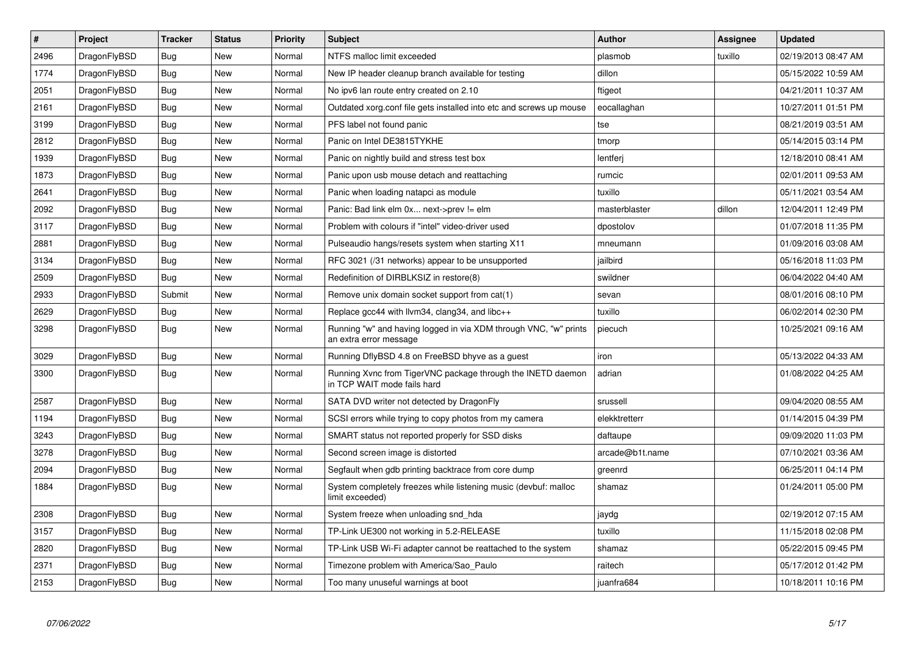| # | Project | Tracker | Status | Priority | Subject | Author | Assignee | Updated |
|---|---|---|---|---|---|---|---|---|
| 2496 | DragonFlyBSD | Bug | New | Normal | NTFS malloc limit exceeded | plasmob | tuxillo | 02/19/2013 08:47 AM |
| 1774 | DragonFlyBSD | Bug | New | Normal | New IP header cleanup branch available for testing | dillon | | 05/15/2022 10:59 AM |
| 2051 | DragonFlyBSD | Bug | New | Normal | No ipv6 lan route entry created on 2.10 | ftigeot | | 04/21/2011 10:37 AM |
| 2161 | DragonFlyBSD | Bug | New | Normal | Outdated xorg.conf file gets installed into etc and screws up mouse | eocallaghan | | 10/27/2011 01:51 PM |
| 3199 | DragonFlyBSD | Bug | New | Normal | PFS label not found panic | tse | | 08/21/2019 03:51 AM |
| 2812 | DragonFlyBSD | Bug | New | Normal | Panic on Intel DE3815TYKHE | tmorp | | 05/14/2015 03:14 PM |
| 1939 | DragonFlyBSD | Bug | New | Normal | Panic on nightly build and stress test box | lentferj | | 12/18/2010 08:41 AM |
| 1873 | DragonFlyBSD | Bug | New | Normal | Panic upon usb mouse detach and reattaching | rumcic | | 02/01/2011 09:53 AM |
| 2641 | DragonFlyBSD | Bug | New | Normal | Panic when loading natapci as module | tuxillo | | 05/11/2021 03:54 AM |
| 2092 | DragonFlyBSD | Bug | New | Normal | Panic: Bad link elm 0x... next->prev != elm | masterblaster | dillon | 12/04/2011 12:49 PM |
| 3117 | DragonFlyBSD | Bug | New | Normal | Problem with colours if "intel" video-driver used | dpostolov | | 01/07/2018 11:35 PM |
| 2881 | DragonFlyBSD | Bug | New | Normal | Pulseaudio hangs/resets system when starting X11 | mneumann | | 01/09/2016 03:08 AM |
| 3134 | DragonFlyBSD | Bug | New | Normal | RFC 3021 (/31 networks) appear to be unsupported | jailbird | | 05/16/2018 11:03 PM |
| 2509 | DragonFlyBSD | Bug | New | Normal | Redefinition of DIRBLKSIZ in restore(8) | swildner | | 06/04/2022 04:40 AM |
| 2933 | DragonFlyBSD | Submit | New | Normal | Remove unix domain socket support from cat(1) | sevan | | 08/01/2016 08:10 PM |
| 2629 | DragonFlyBSD | Bug | New | Normal | Replace gcc44 with llvm34, clang34, and libc++ | tuxillo | | 06/02/2014 02:30 PM |
| 3298 | DragonFlyBSD | Bug | New | Normal | Running "w" and having logged in via XDM through VNC, "w" prints an extra error message | piecuch | | 10/25/2021 09:16 AM |
| 3029 | DragonFlyBSD | Bug | New | Normal | Running DflyBSD 4.8 on FreeBSD bhyve as a guest | iron | | 05/13/2022 04:33 AM |
| 3300 | DragonFlyBSD | Bug | New | Normal | Running Xvnc from TigerVNC package through the INETD daemon in TCP WAIT mode fails hard | adrian | | 01/08/2022 04:25 AM |
| 2587 | DragonFlyBSD | Bug | New | Normal | SATA DVD writer not detected by DragonFly | srussell | | 09/04/2020 08:55 AM |
| 1194 | DragonFlyBSD | Bug | New | Normal | SCSI errors while trying to copy photos from my camera | elekktretterr | | 01/14/2015 04:39 PM |
| 3243 | DragonFlyBSD | Bug | New | Normal | SMART status not reported properly for SSD disks | daftaupe | | 09/09/2020 11:03 PM |
| 3278 | DragonFlyBSD | Bug | New | Normal | Second screen image is distorted | arcade@b1t.name | | 07/10/2021 03:36 AM |
| 2094 | DragonFlyBSD | Bug | New | Normal | Segfault when gdb printing backtrace from core dump | greenrd | | 06/25/2011 04:14 PM |
| 1884 | DragonFlyBSD | Bug | New | Normal | System completely freezes while listening music (devbuf: malloc limit exceeded) | shamaz | | 01/24/2011 05:00 PM |
| 2308 | DragonFlyBSD | Bug | New | Normal | System freeze when unloading snd_hda | jaydg | | 02/19/2012 07:15 AM |
| 3157 | DragonFlyBSD | Bug | New | Normal | TP-Link UE300 not working in 5.2-RELEASE | tuxillo | | 11/15/2018 02:08 PM |
| 2820 | DragonFlyBSD | Bug | New | Normal | TP-Link USB Wi-Fi adapter cannot be reattached to the system | shamaz | | 05/22/2015 09:45 PM |
| 2371 | DragonFlyBSD | Bug | New | Normal | Timezone problem with America/Sao_Paulo | raitech | | 05/17/2012 01:42 PM |
| 2153 | DragonFlyBSD | Bug | New | Normal | Too many unuseful warnings at boot | juanfra684 | | 10/18/2011 10:16 PM |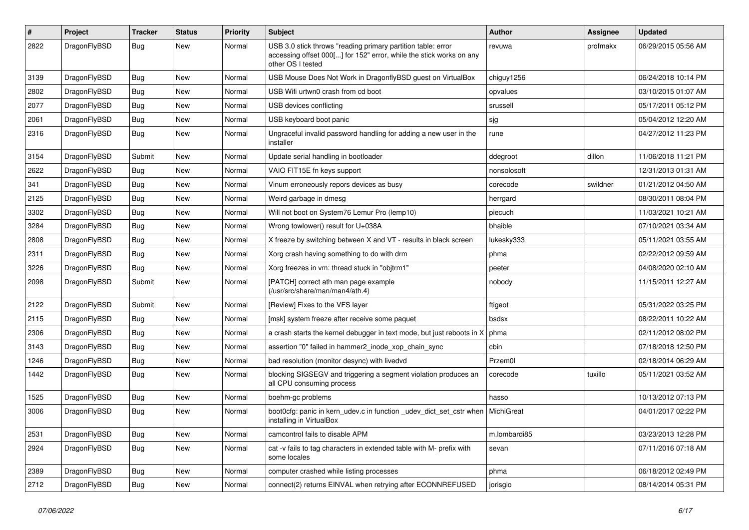| # | Project | Tracker | Status | Priority | Subject | Author | Assignee | Updated |
|---|---|---|---|---|---|---|---|---|
| 2822 | DragonFlyBSD | Bug | New | Normal | USB 3.0 stick throws "reading primary partition table: error accessing offset 000[...] for 152" error, while the stick works on any other OS I tested | revuwa | profmakx | 06/29/2015 05:56 AM |
| 3139 | DragonFlyBSD | Bug | New | Normal | USB Mouse Does Not Work in DragonflyBSD guest on VirtualBox | chiguy1256 | | 06/24/2018 10:14 PM |
| 2802 | DragonFlyBSD | Bug | New | Normal | USB Wifi urtwn0 crash from cd boot | opvalues | | 03/10/2015 01:07 AM |
| 2077 | DragonFlyBSD | Bug | New | Normal | USB devices conflicting | srussell | | 05/17/2011 05:12 PM |
| 2061 | DragonFlyBSD | Bug | New | Normal | USB keyboard boot panic | sjg | | 05/04/2012 12:20 AM |
| 2316 | DragonFlyBSD | Bug | New | Normal | Ungraceful invalid password handling for adding a new user in the installer | rune | | 04/27/2012 11:23 PM |
| 3154 | DragonFlyBSD | Submit | New | Normal | Update serial handling in bootloader | ddegroot | dillon | 11/06/2018 11:21 PM |
| 2622 | DragonFlyBSD | Bug | New | Normal | VAIO FIT15E fn keys support | nonsolosoft | | 12/31/2013 01:31 AM |
| 341 | DragonFlyBSD | Bug | New | Normal | Vinum erroneously repors devices as busy | corecode | swildner | 01/21/2012 04:50 AM |
| 2125 | DragonFlyBSD | Bug | New | Normal | Weird garbage in dmesg | herrgard | | 08/30/2011 08:04 PM |
| 3302 | DragonFlyBSD | Bug | New | Normal | Will not boot on System76 Lemur Pro (lemp10) | piecuch | | 11/03/2021 10:21 AM |
| 3284 | DragonFlyBSD | Bug | New | Normal | Wrong towlower() result for U+038A | bhaible | | 07/10/2021 03:34 AM |
| 2808 | DragonFlyBSD | Bug | New | Normal | X freeze by switching between X and VT - results in black screen | lukesky333 | | 05/11/2021 03:55 AM |
| 2311 | DragonFlyBSD | Bug | New | Normal | Xorg crash having something to do with drm | phma | | 02/22/2012 09:59 AM |
| 3226 | DragonFlyBSD | Bug | New | Normal | Xorg freezes in vm: thread stuck in "objtrm1" | peeter | | 04/08/2020 02:10 AM |
| 2098 | DragonFlyBSD | Submit | New | Normal | [PATCH] correct ath man page example (/usr/src/share/man/man4/ath.4) | nobody | | 11/15/2011 12:27 AM |
| 2122 | DragonFlyBSD | Submit | New | Normal | [Review] Fixes to the VFS layer | ftigeot | | 05/31/2022 03:25 PM |
| 2115 | DragonFlyBSD | Bug | New | Normal | [msk] system freeze after receive some paquet | bsdsx | | 08/22/2011 10:22 AM |
| 2306 | DragonFlyBSD | Bug | New | Normal | a crash starts the kernel debugger in text mode, but just reboots in X | phma | | 02/11/2012 08:02 PM |
| 3143 | DragonFlyBSD | Bug | New | Normal | assertion "0" failed in hammer2_inode_xop_chain_sync | cbin | | 07/18/2018 12:50 PM |
| 1246 | DragonFlyBSD | Bug | New | Normal | bad resolution (monitor desync) with livedvd | Przem0l | | 02/18/2014 06:29 AM |
| 1442 | DragonFlyBSD | Bug | New | Normal | blocking SIGSEGV and triggering a segment violation produces an all CPU consuming process | corecode | tuxillo | 05/11/2021 03:52 AM |
| 1525 | DragonFlyBSD | Bug | New | Normal | boehm-gc problems | hasso | | 10/13/2012 07:13 PM |
| 3006 | DragonFlyBSD | Bug | New | Normal | boot0cfg: panic in kern_udev.c in function _udev_dict_set_cstr when installing in VirtualBox | MichiGreat | | 04/01/2017 02:22 PM |
| 2531 | DragonFlyBSD | Bug | New | Normal | camcontrol fails to disable APM | m.lombardi85 | | 03/23/2013 12:28 PM |
| 2924 | DragonFlyBSD | Bug | New | Normal | cat -v fails to tag characters in extended table with M- prefix with some locales | sevan | | 07/11/2016 07:18 AM |
| 2389 | DragonFlyBSD | Bug | New | Normal | computer crashed while listing processes | phma | | 06/18/2012 02:49 PM |
| 2712 | DragonFlyBSD | Bug | New | Normal | connect(2) returns EINVAL when retrying after ECONNREFUSED | jorisgio | | 08/14/2014 05:31 PM |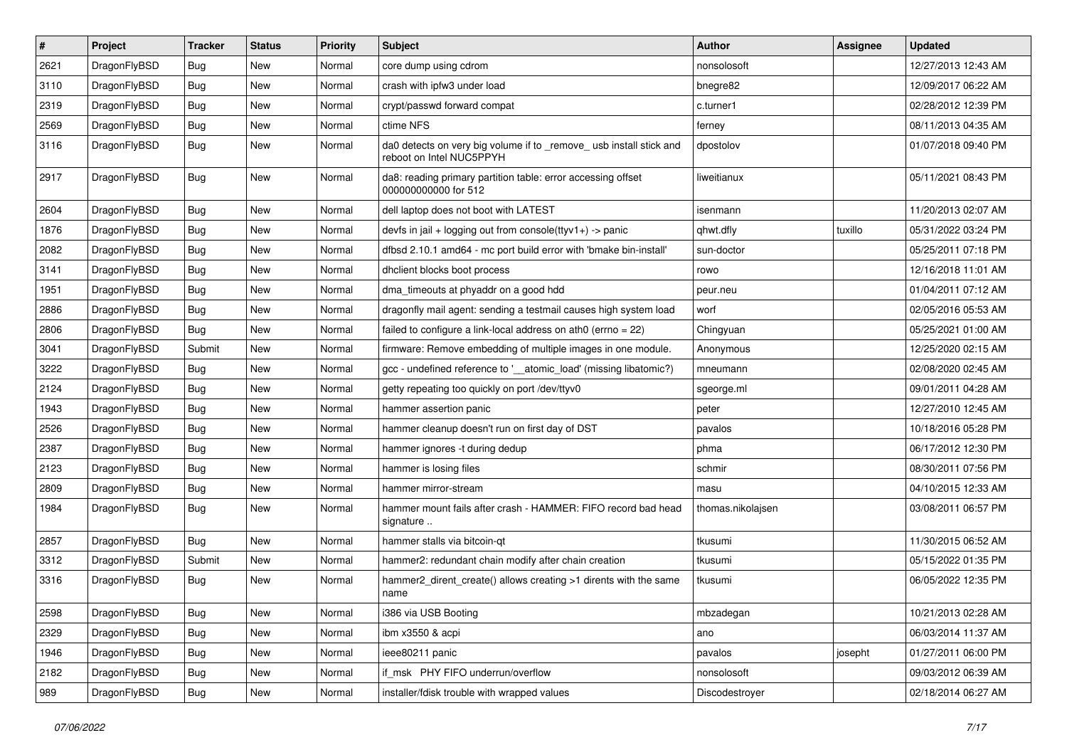| # | Project | Tracker | Status | Priority | Subject | Author | Assignee | Updated |
|---|---|---|---|---|---|---|---|---|
| 2621 | DragonFlyBSD | Bug | New | Normal | core dump using cdrom | nonsolosoft | | 12/27/2013 12:43 AM |
| 3110 | DragonFlyBSD | Bug | New | Normal | crash with ipfw3 under load | bnegre82 | | 12/09/2017 06:22 AM |
| 2319 | DragonFlyBSD | Bug | New | Normal | crypt/passwd forward compat | c.turner1 | | 02/28/2012 12:39 PM |
| 2569 | DragonFlyBSD | Bug | New | Normal | ctime NFS | ferney | | 08/11/2013 04:35 AM |
| 3116 | DragonFlyBSD | Bug | New | Normal | da0 detects on very big volume if to _remove_ usb install stick and reboot on Intel NUC5PPYH | dpostolov | | 01/07/2018 09:40 PM |
| 2917 | DragonFlyBSD | Bug | New | Normal | da8: reading primary partition table: error accessing offset 000000000000 for 512 | liweitianux | | 05/11/2021 08:43 PM |
| 2604 | DragonFlyBSD | Bug | New | Normal | dell laptop does not boot with LATEST | isenmann | | 11/20/2013 02:07 AM |
| 1876 | DragonFlyBSD | Bug | New | Normal | devfs in jail + logging out from console(ttyv1+) -> panic | qhwt.dfly | tuxillo | 05/31/2022 03:24 PM |
| 2082 | DragonFlyBSD | Bug | New | Normal | dfbsd 2.10.1 amd64 - mc port build error with 'bmake bin-install' | sun-doctor | | 05/25/2011 07:18 PM |
| 3141 | DragonFlyBSD | Bug | New | Normal | dhclient blocks boot process | rowo | | 12/16/2018 11:01 AM |
| 1951 | DragonFlyBSD | Bug | New | Normal | dma_timeouts at phyaddr on a good hdd | peur.neu | | 01/04/2011 07:12 AM |
| 2886 | DragonFlyBSD | Bug | New | Normal | dragonfly mail agent: sending a testmail causes high system load | worf | | 02/05/2016 05:53 AM |
| 2806 | DragonFlyBSD | Bug | New | Normal | failed to configure a link-local address on ath0 (errno = 22) | Chingyuan | | 05/25/2021 01:00 AM |
| 3041 | DragonFlyBSD | Submit | New | Normal | firmware: Remove embedding of multiple images in one module. | Anonymous | | 12/25/2020 02:15 AM |
| 3222 | DragonFlyBSD | Bug | New | Normal | gcc - undefined reference to '__atomic_load' (missing libatomic?) | mneumann | | 02/08/2020 02:45 AM |
| 2124 | DragonFlyBSD | Bug | New | Normal | getty repeating too quickly on port /dev/ttyv0 | sgeorge.ml | | 09/01/2011 04:28 AM |
| 1943 | DragonFlyBSD | Bug | New | Normal | hammer assertion panic | peter | | 12/27/2010 12:45 AM |
| 2526 | DragonFlyBSD | Bug | New | Normal | hammer cleanup doesn't run on first day of DST | pavalos | | 10/18/2016 05:28 PM |
| 2387 | DragonFlyBSD | Bug | New | Normal | hammer ignores -t during dedup | phma | | 06/17/2012 12:30 PM |
| 2123 | DragonFlyBSD | Bug | New | Normal | hammer is losing files | schmir | | 08/30/2011 07:56 PM |
| 2809 | DragonFlyBSD | Bug | New | Normal | hammer mirror-stream | masu | | 04/10/2015 12:33 AM |
| 1984 | DragonFlyBSD | Bug | New | Normal | hammer mount fails after crash - HAMMER: FIFO record bad head signature .. | thomas.nikolajsen | | 03/08/2011 06:57 PM |
| 2857 | DragonFlyBSD | Bug | New | Normal | hammer stalls via bitcoin-qt | tkusumi | | 11/30/2015 06:52 AM |
| 3312 | DragonFlyBSD | Submit | New | Normal | hammer2: redundant chain modify after chain creation | tkusumi | | 05/15/2022 01:35 PM |
| 3316 | DragonFlyBSD | Bug | New | Normal | hammer2_dirent_create() allows creating >1 dirents with the same name | tkusumi | | 06/05/2022 12:35 PM |
| 2598 | DragonFlyBSD | Bug | New | Normal | i386 via USB Booting | mbzadegan | | 10/21/2013 02:28 AM |
| 2329 | DragonFlyBSD | Bug | New | Normal | ibm x3550 & acpi | ano | | 06/03/2014 11:37 AM |
| 1946 | DragonFlyBSD | Bug | New | Normal | ieee80211 panic | pavalos | josepht | 01/27/2011 06:00 PM |
| 2182 | DragonFlyBSD | Bug | New | Normal | if_msk PHY FIFO underrun/overflow | nonsolosoft | | 09/03/2012 06:39 AM |
| 989 | DragonFlyBSD | Bug | New | Normal | installer/fdisk trouble with wrapped values | Discodestroyer | | 02/18/2014 06:27 AM |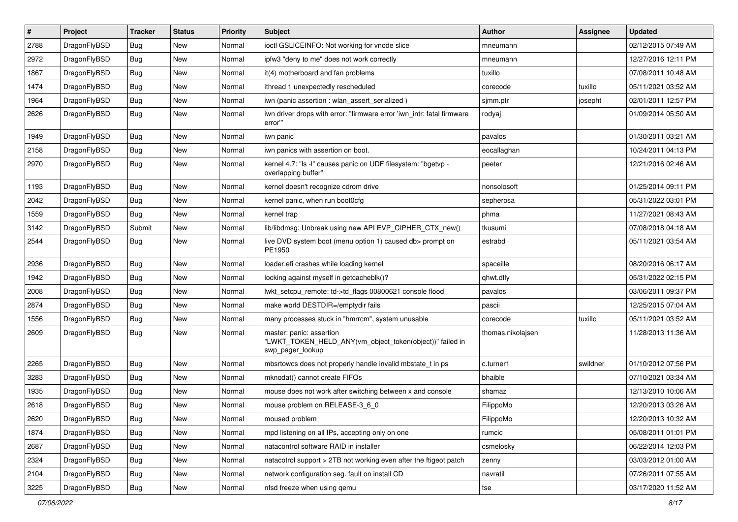| # | Project | Tracker | Status | Priority | Subject | Author | Assignee | Updated |
| --- | --- | --- | --- | --- | --- | --- | --- | --- |
| 2788 | DragonFlyBSD | Bug | New | Normal | ioctl GSLICEINFO: Not working for vnode slice | mneumann | | 02/12/2015 07:49 AM |
| 2972 | DragonFlyBSD | Bug | New | Normal | ipfw3 "deny to me" does not work correctly | mneumann | | 12/27/2016 12:11 PM |
| 1867 | DragonFlyBSD | Bug | New | Normal | it(4) motherboard and fan problems | tuxillo | | 07/08/2011 10:48 AM |
| 1474 | DragonFlyBSD | Bug | New | Normal | ithread 1 unexpectedly rescheduled | corecode | tuxillo | 05/11/2021 03:52 AM |
| 1964 | DragonFlyBSD | Bug | New | Normal | iwn (panic assertion : wlan_assert_serialized ) | sjmm.ptr | josepht | 02/01/2011 12:57 PM |
| 2626 | DragonFlyBSD | Bug | New | Normal | iwn driver drops with error: "firmware error 'iwn_intr: fatal firmware error'" | rodyaj | | 01/09/2014 05:50 AM |
| 1949 | DragonFlyBSD | Bug | New | Normal | iwn panic | pavalos | | 01/30/2011 03:21 AM |
| 2158 | DragonFlyBSD | Bug | New | Normal | iwn panics with assertion on boot. | eocallaghan | | 10/24/2011 04:13 PM |
| 2970 | DragonFlyBSD | Bug | New | Normal | kernel 4.7: "ls -l" causes panic on UDF filesystem: "bgetvp - overlapping buffer" | peeter | | 12/21/2016 02:46 AM |
| 1193 | DragonFlyBSD | Bug | New | Normal | kernel doesn't recognize cdrom drive | nonsolosoft | | 01/25/2014 09:11 PM |
| 2042 | DragonFlyBSD | Bug | New | Normal | kernel panic, when run boot0cfg | sepherosa | | 05/31/2022 03:01 PM |
| 1559 | DragonFlyBSD | Bug | New | Normal | kernel trap | phma | | 11/27/2021 08:43 AM |
| 3142 | DragonFlyBSD | Submit | New | Normal | lib/libdmsg: Unbreak using new API EVP_CIPHER_CTX_new() | tkusumi | | 07/08/2018 04:18 AM |
| 2544 | DragonFlyBSD | Bug | New | Normal | live DVD system boot (menu option 1) caused db> prompt on PE1950 | estrabd | | 05/11/2021 03:54 AM |
| 2936 | DragonFlyBSD | Bug | New | Normal | loader.efi crashes while loading kernel | spaceille | | 08/20/2016 06:17 AM |
| 1942 | DragonFlyBSD | Bug | New | Normal | locking against myself in getcacheblk()? | qhwt.dfly | | 05/31/2022 02:15 PM |
| 2008 | DragonFlyBSD | Bug | New | Normal | lwkt_setcpu_remote: td->td_flags 00800621 console flood | pavalos | | 03/06/2011 09:37 PM |
| 2874 | DragonFlyBSD | Bug | New | Normal | make world DESTDIR=/emptydir fails | pascii | | 12/25/2015 07:04 AM |
| 1556 | DragonFlyBSD | Bug | New | Normal | many processes stuck in "hmrrcm", system unusable | corecode | tuxillo | 05/11/2021 03:52 AM |
| 2609 | DragonFlyBSD | Bug | New | Normal | master: panic: assertion "LWKT_TOKEN_HELD_ANY(vm_object_token(object))" failed in swp_pager_lookup | thomas.nikolajsen | | 11/28/2013 11:36 AM |
| 2265 | DragonFlyBSD | Bug | New | Normal | mbsrtowcs does not properly handle invalid mbstate_t in ps | c.turner1 | swildner | 01/10/2012 07:56 PM |
| 3283 | DragonFlyBSD | Bug | New | Normal | mknodat() cannot create FIFOs | bhaible | | 07/10/2021 03:34 AM |
| 1935 | DragonFlyBSD | Bug | New | Normal | mouse does not work after switching between x and console | shamaz | | 12/13/2010 10:06 AM |
| 2618 | DragonFlyBSD | Bug | New | Normal | mouse problem on RELEASE-3_6_0 | FilippoMo | | 12/20/2013 03:26 AM |
| 2620 | DragonFlyBSD | Bug | New | Normal | moused problem | FilippoMo | | 12/20/2013 10:32 AM |
| 1874 | DragonFlyBSD | Bug | New | Normal | mpd listening on all IPs, accepting only on one | rumcic | | 05/08/2011 01:01 PM |
| 2687 | DragonFlyBSD | Bug | New | Normal | natacontrol software RAID in installer | csmelosky | | 06/22/2014 12:03 PM |
| 2324 | DragonFlyBSD | Bug | New | Normal | natacotrol support > 2TB not working even after the ftigeot patch | zenny | | 03/03/2012 01:00 AM |
| 2104 | DragonFlyBSD | Bug | New | Normal | network configuration seg. fault on install CD | navratil | | 07/26/2011 07:55 AM |
| 3225 | DragonFlyBSD | Bug | New | Normal | nfsd freeze when using qemu | tse | | 03/17/2020 11:52 AM |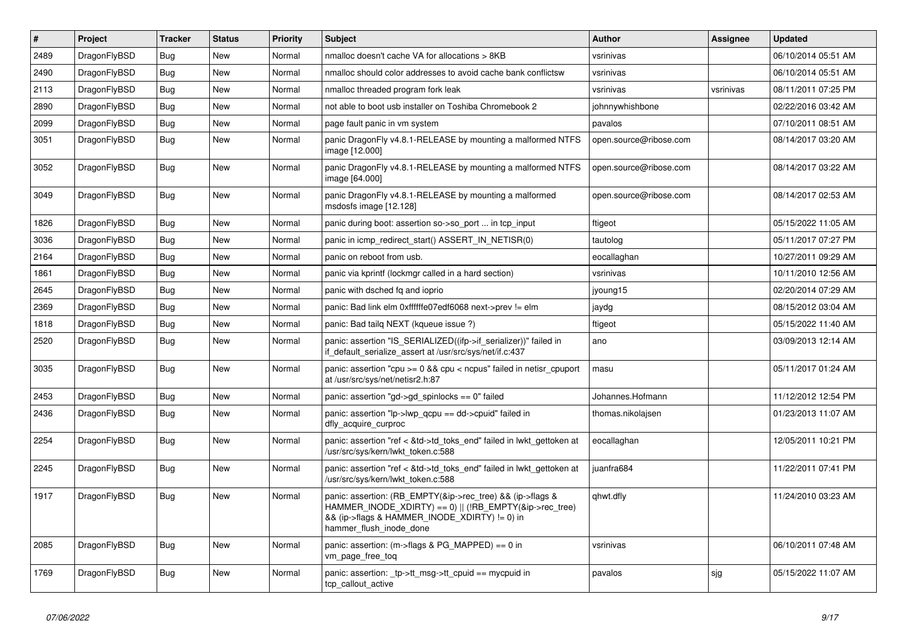| # | Project | Tracker | Status | Priority | Subject | Author | Assignee | Updated |
|---|---|---|---|---|---|---|---|---|
| 2489 | DragonFlyBSD | Bug | New | Normal | nmalloc doesn't cache VA for allocations > 8KB | vsrinivas | | 06/10/2014 05:51 AM |
| 2490 | DragonFlyBSD | Bug | New | Normal | nmalloc should color addresses to avoid cache bank conflictsw | vsrinivas | | 06/10/2014 05:51 AM |
| 2113 | DragonFlyBSD | Bug | New | Normal | nmalloc threaded program fork leak | vsrinivas | vsrinivas | 08/11/2011 07:25 PM |
| 2890 | DragonFlyBSD | Bug | New | Normal | not able to boot usb installer on Toshiba Chromebook 2 | johnnywhishbone | | 02/22/2016 03:42 AM |
| 2099 | DragonFlyBSD | Bug | New | Normal | page fault panic in vm system | pavalos | | 07/10/2011 08:51 AM |
| 3051 | DragonFlyBSD | Bug | New | Normal | panic DragonFly v4.8.1-RELEASE by mounting a malformed NTFS image [12.000] | open.source@ribose.com | | 08/14/2017 03:20 AM |
| 3052 | DragonFlyBSD | Bug | New | Normal | panic DragonFly v4.8.1-RELEASE by mounting a malformed NTFS image [64.000] | open.source@ribose.com | | 08/14/2017 03:22 AM |
| 3049 | DragonFlyBSD | Bug | New | Normal | panic DragonFly v4.8.1-RELEASE by mounting a malformed msdosfs image [12.128] | open.source@ribose.com | | 08/14/2017 02:53 AM |
| 1826 | DragonFlyBSD | Bug | New | Normal | panic during boot: assertion so->so_port ... in tcp_input | ftigeot | | 05/15/2022 11:05 AM |
| 3036 | DragonFlyBSD | Bug | New | Normal | panic in icmp_redirect_start() ASSERT_IN_NETISR(0) | tautolog | | 05/11/2017 07:27 PM |
| 2164 | DragonFlyBSD | Bug | New | Normal | panic on reboot from usb. | eocallaghan | | 10/27/2011 09:29 AM |
| 1861 | DragonFlyBSD | Bug | New | Normal | panic via kprintf (lockmgr called in a hard section) | vsrinivas | | 10/11/2010 12:56 AM |
| 2645 | DragonFlyBSD | Bug | New | Normal | panic with dsched fq and ioprio | jyoung15 | | 02/20/2014 07:29 AM |
| 2369 | DragonFlyBSD | Bug | New | Normal | panic: Bad link elm 0xffffffe07edf6068 next->prev != elm | jaydg | | 08/15/2012 03:04 AM |
| 1818 | DragonFlyBSD | Bug | New | Normal | panic: Bad tailq NEXT (kqueue issue ?) | ftigeot | | 05/15/2022 11:40 AM |
| 2520 | DragonFlyBSD | Bug | New | Normal | panic: assertion "IS_SERIALIZED((ifp->if_serializer))" failed in if_default_serialize_assert at /usr/src/sys/net/if.c:437 | ano | | 03/09/2013 12:14 AM |
| 3035 | DragonFlyBSD | Bug | New | Normal | panic: assertion "cpu >= 0 && cpu < ncpus" failed in netisr_cpuport at /usr/src/sys/net/netisr2.h:87 | masu | | 05/11/2017 01:24 AM |
| 2453 | DragonFlyBSD | Bug | New | Normal | panic: assertion "gd->gd_spinlocks == 0" failed | Johannes.Hofmann | | 11/12/2012 12:54 PM |
| 2436 | DragonFlyBSD | Bug | New | Normal | panic: assertion "lp->lwp_qcpu == dd->cpuid" failed in dfly_acquire_curproc | thomas.nikolajsen | | 01/23/2013 11:07 AM |
| 2254 | DragonFlyBSD | Bug | New | Normal | panic: assertion "ref < &td->td_toks_end" failed in lwkt_gettoken at /usr/src/sys/kern/lwkt_token.c:588 | eocallaghan | | 12/05/2011 10:21 PM |
| 2245 | DragonFlyBSD | Bug | New | Normal | panic: assertion "ref < &td->td_toks_end" failed in lwkt_gettoken at /usr/src/sys/kern/lwkt_token.c:588 | juanfra684 | | 11/22/2011 07:41 PM |
| 1917 | DragonFlyBSD | Bug | New | Normal | panic: assertion: (RB_EMPTY(&ip->rec_tree) && (ip->flags & HAMMER_INODE_XDIRTY) == 0) \|\| (!RB_EMPTY(&ip->rec_tree) && (ip->flags & HAMMER_INODE_XDIRTY) != 0) in hammer_flush_inode_done | qhwt.dfly | | 11/24/2010 03:23 AM |
| 2085 | DragonFlyBSD | Bug | New | Normal | panic: assertion: (m->flags & PG_MAPPED) == 0 in vm_page_free_toq | vsrinivas | | 06/10/2011 07:48 AM |
| 1769 | DragonFlyBSD | Bug | New | Normal | panic: assertion: _tp->tt_msg->tt_cpuid == mycpuid in tcp_callout_active | pavalos | sjg | 05/15/2022 11:07 AM |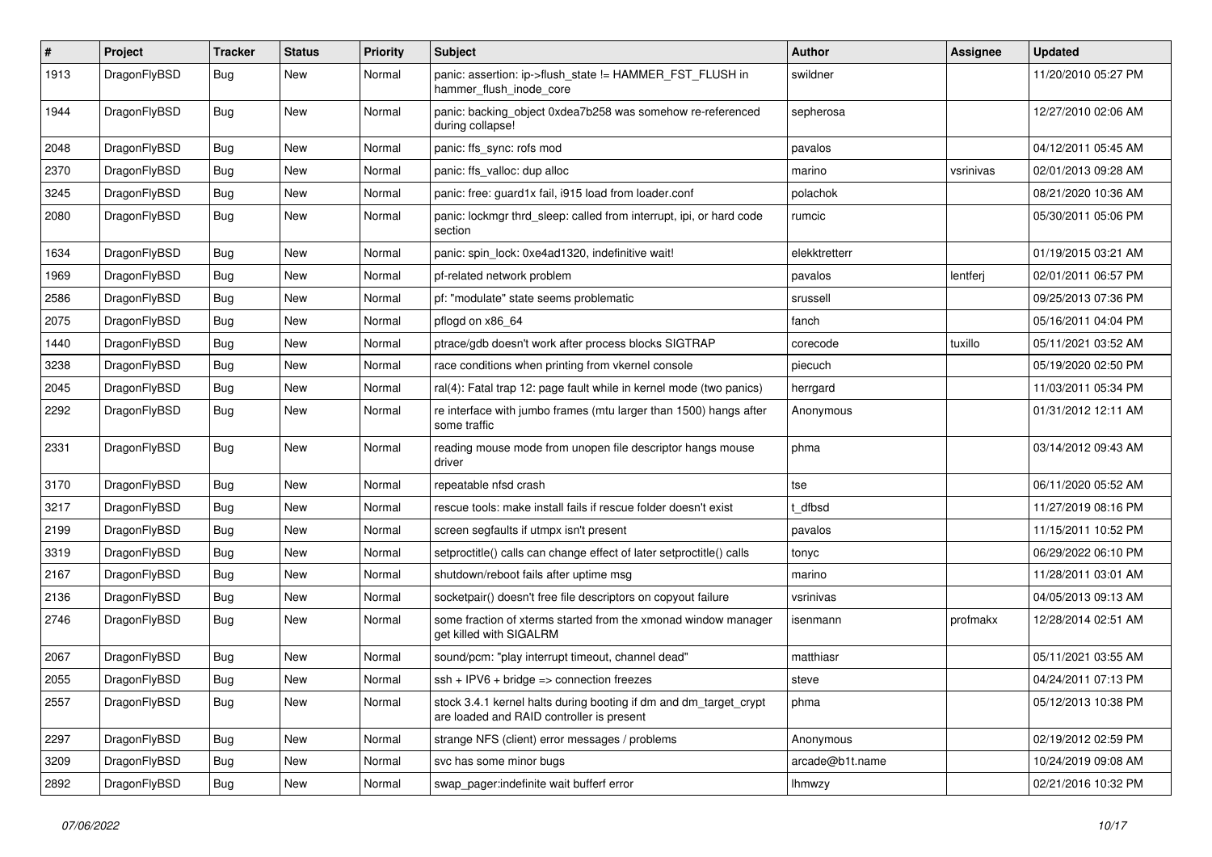| # | Project | Tracker | Status | Priority | Subject | Author | Assignee | Updated |
|---|---|---|---|---|---|---|---|---|
| 1913 | DragonFlyBSD | Bug | New | Normal | panic: assertion: ip->flush_state != HAMMER_FST_FLUSH in hammer_flush_inode_core | swildner | | 11/20/2010 05:27 PM |
| 1944 | DragonFlyBSD | Bug | New | Normal | panic: backing_object 0xdea7b258 was somehow re-referenced during collapse! | sepherosa | | 12/27/2010 02:06 AM |
| 2048 | DragonFlyBSD | Bug | New | Normal | panic: ffs_sync: rofs mod | pavalos | | 04/12/2011 05:45 AM |
| 2370 | DragonFlyBSD | Bug | New | Normal | panic: ffs_valloc: dup alloc | marino | vsrinivas | 02/01/2013 09:28 AM |
| 3245 | DragonFlyBSD | Bug | New | Normal | panic: free: guard1x fail, i915 load from loader.conf | polachok | | 08/21/2020 10:36 AM |
| 2080 | DragonFlyBSD | Bug | New | Normal | panic: lockmgr thrd_sleep: called from interrupt, ipi, or hard code section | rumcic | | 05/30/2011 05:06 PM |
| 1634 | DragonFlyBSD | Bug | New | Normal | panic: spin_lock: 0xe4ad1320, indefinitive wait! | elekktretterr | | 01/19/2015 03:21 AM |
| 1969 | DragonFlyBSD | Bug | New | Normal | pf-related network problem | pavalos | lentferj | 02/01/2011 06:57 PM |
| 2586 | DragonFlyBSD | Bug | New | Normal | pf: "modulate" state seems problematic | srussell | | 09/25/2013 07:36 PM |
| 2075 | DragonFlyBSD | Bug | New | Normal | pflogd on x86_64 | fanch | | 05/16/2011 04:04 PM |
| 1440 | DragonFlyBSD | Bug | New | Normal | ptrace/gdb doesn't work after process blocks SIGTRAP | corecode | tuxillo | 05/11/2021 03:52 AM |
| 3238 | DragonFlyBSD | Bug | New | Normal | race conditions when printing from vkernel console | piecuch | | 05/19/2020 02:50 PM |
| 2045 | DragonFlyBSD | Bug | New | Normal | ral(4): Fatal trap 12: page fault while in kernel mode (two panics) | herrgard | | 11/03/2011 05:34 PM |
| 2292 | DragonFlyBSD | Bug | New | Normal | re interface with jumbo frames (mtu larger than 1500) hangs after some traffic | Anonymous | | 01/31/2012 12:11 AM |
| 2331 | DragonFlyBSD | Bug | New | Normal | reading mouse mode from unopen file descriptor hangs mouse driver | phma | | 03/14/2012 09:43 AM |
| 3170 | DragonFlyBSD | Bug | New | Normal | repeatable nfsd crash | tse | | 06/11/2020 05:52 AM |
| 3217 | DragonFlyBSD | Bug | New | Normal | rescue tools: make install fails if rescue folder doesn't exist | t_dfbsd | | 11/27/2019 08:16 PM |
| 2199 | DragonFlyBSD | Bug | New | Normal | screen segfaults if utmpx isn't present | pavalos | | 11/15/2011 10:52 PM |
| 3319 | DragonFlyBSD | Bug | New | Normal | setproctitle() calls can change effect of later setproctitle() calls | tonyc | | 06/29/2022 06:10 PM |
| 2167 | DragonFlyBSD | Bug | New | Normal | shutdown/reboot fails after uptime msg | marino | | 11/28/2011 03:01 AM |
| 2136 | DragonFlyBSD | Bug | New | Normal | socketpair() doesn't free file descriptors on copyout failure | vsrinivas | | 04/05/2013 09:13 AM |
| 2746 | DragonFlyBSD | Bug | New | Normal | some fraction of xterms started from the xmonad window manager get killed with SIGALRM | isenmann | profmakx | 12/28/2014 02:51 AM |
| 2067 | DragonFlyBSD | Bug | New | Normal | sound/pcm: "play interrupt timeout, channel dead" | matthiasr | | 05/11/2021 03:55 AM |
| 2055 | DragonFlyBSD | Bug | New | Normal | ssh + IPV6 + bridge => connection freezes | steve | | 04/24/2011 07:13 PM |
| 2557 | DragonFlyBSD | Bug | New | Normal | stock 3.4.1 kernel halts during booting if dm and dm_target_crypt are loaded and RAID controller is present | phma | | 05/12/2013 10:38 PM |
| 2297 | DragonFlyBSD | Bug | New | Normal | strange NFS (client) error messages / problems | Anonymous | | 02/19/2012 02:59 PM |
| 3209 | DragonFlyBSD | Bug | New | Normal | svc has some minor bugs | arcade@b1t.name | | 10/24/2019 09:08 AM |
| 2892 | DragonFlyBSD | Bug | New | Normal | swap_pager:indefinite wait bufferf error | lhmwzy | | 02/21/2016 10:32 PM |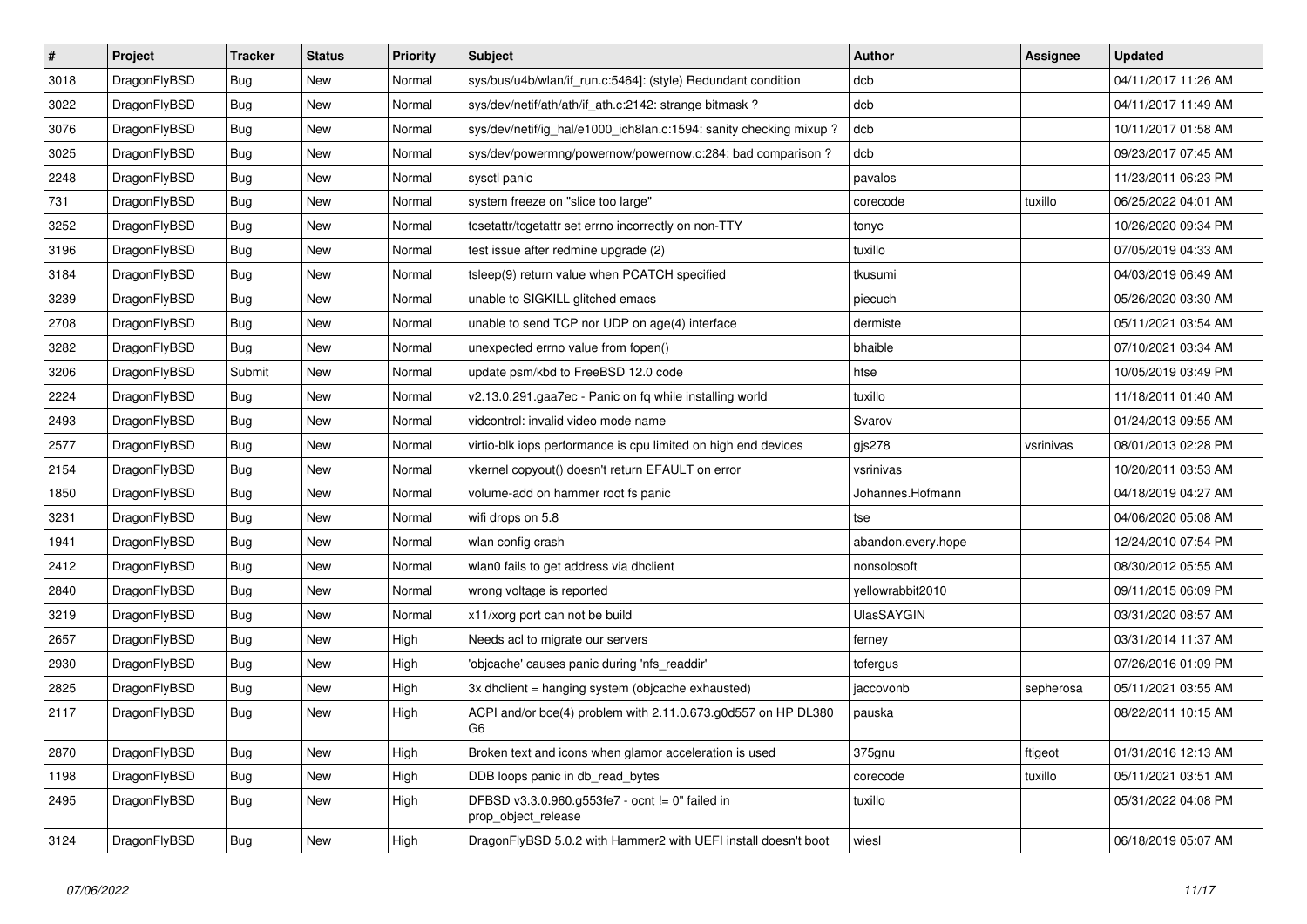| # | Project | Tracker | Status | Priority | Subject | Author | Assignee | Updated |
|---|---|---|---|---|---|---|---|---|
| 3018 | DragonFlyBSD | Bug | New | Normal | sys/bus/u4b/wlan/if_run.c:5464]: (style) Redundant condition | dcb | | 04/11/2017 11:26 AM |
| 3022 | DragonFlyBSD | Bug | New | Normal | sys/dev/netif/ath/ath/if_ath.c:2142: strange bitmask ? | dcb | | 04/11/2017 11:49 AM |
| 3076 | DragonFlyBSD | Bug | New | Normal | sys/dev/netif/ig_hal/e1000_ich8lan.c:1594: sanity checking mixup ? | dcb | | 10/11/2017 01:58 AM |
| 3025 | DragonFlyBSD | Bug | New | Normal | sys/dev/powermng/powernow/powernow.c:284: bad comparison ? | dcb | | 09/23/2017 07:45 AM |
| 2248 | DragonFlyBSD | Bug | New | Normal | sysctl panic | pavalos | | 11/23/2011 06:23 PM |
| 731 | DragonFlyBSD | Bug | New | Normal | system freeze on "slice too large" | corecode | tuxillo | 06/25/2022 04:01 AM |
| 3252 | DragonFlyBSD | Bug | New | Normal | tcsetattr/tcgetattr set errno incorrectly on non-TTY | tonyc | | 10/26/2020 09:34 PM |
| 3196 | DragonFlyBSD | Bug | New | Normal | test issue after redmine upgrade (2) | tuxillo | | 07/05/2019 04:33 AM |
| 3184 | DragonFlyBSD | Bug | New | Normal | tsleep(9) return value when PCATCH specified | tkusumi | | 04/03/2019 06:49 AM |
| 3239 | DragonFlyBSD | Bug | New | Normal | unable to SIGKILL glitched emacs | piecuch | | 05/26/2020 03:30 AM |
| 2708 | DragonFlyBSD | Bug | New | Normal | unable to send TCP nor UDP on age(4) interface | dermiste | | 05/11/2021 03:54 AM |
| 3282 | DragonFlyBSD | Bug | New | Normal | unexpected errno value from fopen() | bhaible | | 07/10/2021 03:34 AM |
| 3206 | DragonFlyBSD | Submit | New | Normal | update psm/kbd to FreeBSD 12.0 code | htse | | 10/05/2019 03:49 PM |
| 2224 | DragonFlyBSD | Bug | New | Normal | v2.13.0.291.gaa7ec - Panic on fq while installing world | tuxillo | | 11/18/2011 01:40 AM |
| 2493 | DragonFlyBSD | Bug | New | Normal | vidcontrol: invalid video mode name | Svarov | | 01/24/2013 09:55 AM |
| 2577 | DragonFlyBSD | Bug | New | Normal | virtio-blk iops performance is cpu limited on high end devices | gjs278 | vsrinivas | 08/01/2013 02:28 PM |
| 2154 | DragonFlyBSD | Bug | New | Normal | vkernel copyout() doesn't return EFAULT on error | vsrinivas | | 10/20/2011 03:53 AM |
| 1850 | DragonFlyBSD | Bug | New | Normal | volume-add on hammer root fs panic | Johannes.Hofmann | | 04/18/2019 04:27 AM |
| 3231 | DragonFlyBSD | Bug | New | Normal | wifi drops on 5.8 | tse | | 04/06/2020 05:08 AM |
| 1941 | DragonFlyBSD | Bug | New | Normal | wlan config crash | abandon.every.hope | | 12/24/2010 07:54 PM |
| 2412 | DragonFlyBSD | Bug | New | Normal | wlan0 fails to get address via dhclient | nonsolosoft | | 08/30/2012 05:55 AM |
| 2840 | DragonFlyBSD | Bug | New | Normal | wrong voltage is reported | yellowrabbit2010 | | 09/11/2015 06:09 PM |
| 3219 | DragonFlyBSD | Bug | New | Normal | x11/xorg port can not be build | UlasSAYGIN | | 03/31/2020 08:57 AM |
| 2657 | DragonFlyBSD | Bug | New | High | Needs acl to migrate our servers | ferney | | 03/31/2014 11:37 AM |
| 2930 | DragonFlyBSD | Bug | New | High | 'objcache' causes panic during 'nfs_readdir' | tofergus | | 07/26/2016 01:09 PM |
| 2825 | DragonFlyBSD | Bug | New | High | 3x dhclient = hanging system (objcache exhausted) | jaccovonb | sepherosa | 05/11/2021 03:55 AM |
| 2117 | DragonFlyBSD | Bug | New | High | ACPI and/or bce(4) problem with 2.11.0.673.g0d557 on HP DL380 G6 | pauska | | 08/22/2011 10:15 AM |
| 2870 | DragonFlyBSD | Bug | New | High | Broken text and icons when glamor acceleration is used | 375gnu | ftigeot | 01/31/2016 12:13 AM |
| 1198 | DragonFlyBSD | Bug | New | High | DDB loops panic in db_read_bytes | corecode | tuxillo | 05/11/2021 03:51 AM |
| 2495 | DragonFlyBSD | Bug | New | High | DFBSD v3.3.0.960.g553fe7 - ocnt != 0" failed in prop_object_release | tuxillo | | 05/31/2022 04:08 PM |
| 3124 | DragonFlyBSD | Bug | New | High | DragonFlyBSD 5.0.2 with Hammer2 with UEFI install doesn't boot | wiesl | | 06/18/2019 05:07 AM |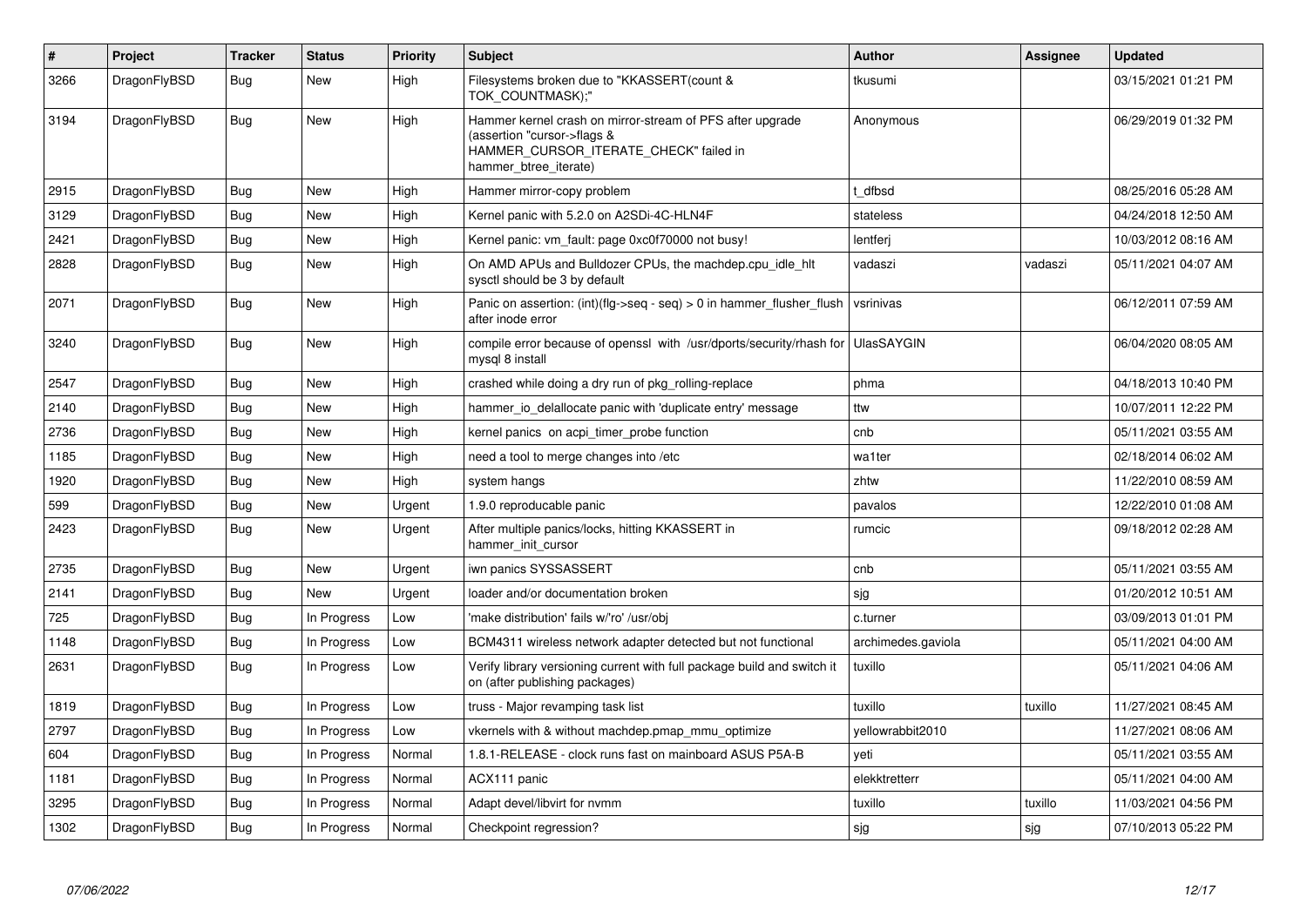| # | Project | Tracker | Status | Priority | Subject | Author | Assignee | Updated |
|---|---|---|---|---|---|---|---|---|
| 3266 | DragonFlyBSD | Bug | New | High | Filesystems broken due to "KKASSERT(count & TOK_COUNTMASK);" | tkusumi | | 03/15/2021 01:21 PM |
| 3194 | DragonFlyBSD | Bug | New | High | Hammer kernel crash on mirror-stream of PFS after upgrade (assertion "cursor->flags & HAMMER_CURSOR_ITERATE_CHECK" failed in hammer_btree_iterate) | Anonymous | | 06/29/2019 01:32 PM |
| 2915 | DragonFlyBSD | Bug | New | High | Hammer mirror-copy problem | t_dfbsd | | 08/25/2016 05:28 AM |
| 3129 | DragonFlyBSD | Bug | New | High | Kernel panic with 5.2.0 on A2SDi-4C-HLN4F | stateless | | 04/24/2018 12:50 AM |
| 2421 | DragonFlyBSD | Bug | New | High | Kernel panic: vm_fault: page 0xc0f70000 not busy! | lentferj | | 10/03/2012 08:16 AM |
| 2828 | DragonFlyBSD | Bug | New | High | On AMD APUs and Bulldozer CPUs, the machdep.cpu_idle_hlt sysctl should be 3 by default | vadaszi | vadaszi | 05/11/2021 04:07 AM |
| 2071 | DragonFlyBSD | Bug | New | High | Panic on assertion: (int)(flg->seq - seq) > 0 in hammer_flusher_flush after inode error | vsrinivas | | 06/12/2011 07:59 AM |
| 3240 | DragonFlyBSD | Bug | New | High | compile error because of openssl with /usr/dports/security/rhash for mysql 8 install | UlasSAYGIN | | 06/04/2020 08:05 AM |
| 2547 | DragonFlyBSD | Bug | New | High | crashed while doing a dry run of pkg_rolling-replace | phma | | 04/18/2013 10:40 PM |
| 2140 | DragonFlyBSD | Bug | New | High | hammer_io_delallocate panic with 'duplicate entry' message | ttw | | 10/07/2011 12:22 PM |
| 2736 | DragonFlyBSD | Bug | New | High | kernel panics on acpi_timer_probe function | cnb | | 05/11/2021 03:55 AM |
| 1185 | DragonFlyBSD | Bug | New | High | need a tool to merge changes into /etc | wa1ter | | 02/18/2014 06:02 AM |
| 1920 | DragonFlyBSD | Bug | New | High | system hangs | zhtw | | 11/22/2010 08:59 AM |
| 599 | DragonFlyBSD | Bug | New | Urgent | 1.9.0 reproducable panic | pavalos | | 12/22/2010 01:08 AM |
| 2423 | DragonFlyBSD | Bug | New | Urgent | After multiple panics/locks, hitting KKASSERT in hammer_init_cursor | rumcic | | 09/18/2012 02:28 AM |
| 2735 | DragonFlyBSD | Bug | New | Urgent | iwn panics SYSSASSERT | cnb | | 05/11/2021 03:55 AM |
| 2141 | DragonFlyBSD | Bug | New | Urgent | loader and/or documentation broken | sjg | | 01/20/2012 10:51 AM |
| 725 | DragonFlyBSD | Bug | In Progress | Low | 'make distribution' fails w/'ro' /usr/obj | c.turner | | 03/09/2013 01:01 PM |
| 1148 | DragonFlyBSD | Bug | In Progress | Low | BCM4311 wireless network adapter detected but not functional | archimedes.gaviola | | 05/11/2021 04:00 AM |
| 2631 | DragonFlyBSD | Bug | In Progress | Low | Verify library versioning current with full package build and switch it on (after publishing packages) | tuxillo | | 05/11/2021 04:06 AM |
| 1819 | DragonFlyBSD | Bug | In Progress | Low | truss - Major revamping task list | tuxillo | tuxillo | 11/27/2021 08:45 AM |
| 2797 | DragonFlyBSD | Bug | In Progress | Low | vkernels with & without machdep.pmap_mmu_optimize | yellowrabbit2010 | | 11/27/2021 08:06 AM |
| 604 | DragonFlyBSD | Bug | In Progress | Normal | 1.8.1-RELEASE - clock runs fast on mainboard ASUS P5A-B | yeti | | 05/11/2021 03:55 AM |
| 1181 | DragonFlyBSD | Bug | In Progress | Normal | ACX111 panic | elekktretterr | | 05/11/2021 04:00 AM |
| 3295 | DragonFlyBSD | Bug | In Progress | Normal | Adapt devel/libvirt for nvmm | tuxillo | tuxillo | 11/03/2021 04:56 PM |
| 1302 | DragonFlyBSD | Bug | In Progress | Normal | Checkpoint regression? | sjg | sjg | 07/10/2013 05:22 PM |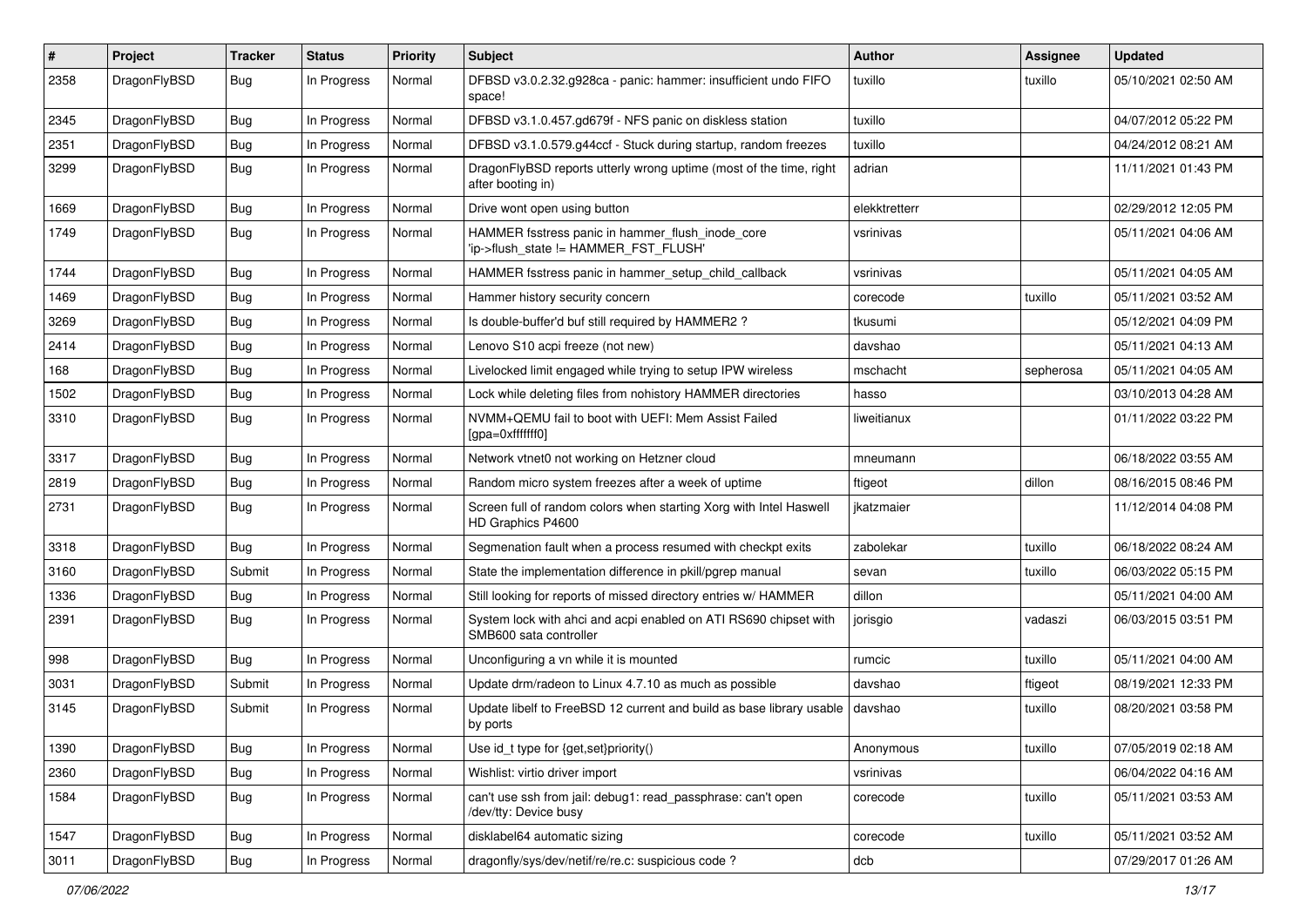| # | Project | Tracker | Status | Priority | Subject | Author | Assignee | Updated |
|---|---|---|---|---|---|---|---|---|
| 2358 | DragonFlyBSD | Bug | In Progress | Normal | DFBSD v3.0.2.32.g928ca - panic: hammer: insufficient undo FIFO space! | tuxillo | tuxillo | 05/10/2021 02:50 AM |
| 2345 | DragonFlyBSD | Bug | In Progress | Normal | DFBSD v3.1.0.457.gd679f - NFS panic on diskless station | tuxillo | | 04/07/2012 05:22 PM |
| 2351 | DragonFlyBSD | Bug | In Progress | Normal | DFBSD v3.1.0.579.g44ccf - Stuck during startup, random freezes | tuxillo | | 04/24/2012 08:21 AM |
| 3299 | DragonFlyBSD | Bug | In Progress | Normal | DragonFlyBSD reports utterly wrong uptime (most of the time, right after booting in) | adrian | | 11/11/2021 01:43 PM |
| 1669 | DragonFlyBSD | Bug | In Progress | Normal | Drive wont open using button | elekktretterr | | 02/29/2012 12:05 PM |
| 1749 | DragonFlyBSD | Bug | In Progress | Normal | HAMMER fsstress panic in hammer_flush_inode_core 'ip->flush_state != HAMMER_FST_FLUSH' | vsrinivas | | 05/11/2021 04:06 AM |
| 1744 | DragonFlyBSD | Bug | In Progress | Normal | HAMMER fsstress panic in hammer_setup_child_callback | vsrinivas | | 05/11/2021 04:05 AM |
| 1469 | DragonFlyBSD | Bug | In Progress | Normal | Hammer history security concern | corecode | tuxillo | 05/11/2021 03:52 AM |
| 3269 | DragonFlyBSD | Bug | In Progress | Normal | Is double-buffer'd buf still required by HAMMER2 ? | tkusumi | | 05/12/2021 04:09 PM |
| 2414 | DragonFlyBSD | Bug | In Progress | Normal | Lenovo S10 acpi freeze (not new) | davshao | | 05/11/2021 04:13 AM |
| 168 | DragonFlyBSD | Bug | In Progress | Normal | Livelocked limit engaged while trying to setup IPW wireless | mschacht | sepherosa | 05/11/2021 04:05 AM |
| 1502 | DragonFlyBSD | Bug | In Progress | Normal | Lock while deleting files from nohistory HAMMER directories | hasso | | 03/10/2013 04:28 AM |
| 3310 | DragonFlyBSD | Bug | In Progress | Normal | NVMM+QEMU fail to boot with UEFI: Mem Assist Failed [gpa=0xfffffff0] | liweitianux | | 01/11/2022 03:22 PM |
| 3317 | DragonFlyBSD | Bug | In Progress | Normal | Network vtnet0 not working on Hetzner cloud | mneumann | | 06/18/2022 03:55 AM |
| 2819 | DragonFlyBSD | Bug | In Progress | Normal | Random micro system freezes after a week of uptime | ftigeot | dillon | 08/16/2015 08:46 PM |
| 2731 | DragonFlyBSD | Bug | In Progress | Normal | Screen full of random colors when starting Xorg with Intel Haswell HD Graphics P4600 | jkatzmaier | | 11/12/2014 04:08 PM |
| 3318 | DragonFlyBSD | Bug | In Progress | Normal | Segmenation fault when a process resumed with checkpt exits | zabolekar | tuxillo | 06/18/2022 08:24 AM |
| 3160 | DragonFlyBSD | Submit | In Progress | Normal | State the implementation difference in pkill/pgrep manual | sevan | tuxillo | 06/03/2022 05:15 PM |
| 1336 | DragonFlyBSD | Bug | In Progress | Normal | Still looking for reports of missed directory entries w/ HAMMER | dillon | | 05/11/2021 04:00 AM |
| 2391 | DragonFlyBSD | Bug | In Progress | Normal | System lock with ahci and acpi enabled on ATI RS690 chipset with SMB600 sata controller | jorisgio | vadaszi | 06/03/2015 03:51 PM |
| 998 | DragonFlyBSD | Bug | In Progress | Normal | Unconfiguring a vn while it is mounted | rumcic | tuxillo | 05/11/2021 04:00 AM |
| 3031 | DragonFlyBSD | Submit | In Progress | Normal | Update drm/radeon to Linux 4.7.10 as much as possible | davshao | ftigeot | 08/19/2021 12:33 PM |
| 3145 | DragonFlyBSD | Submit | In Progress | Normal | Update libelf to FreeBSD 12 current and build as base library usable by ports | davshao | tuxillo | 08/20/2021 03:58 PM |
| 1390 | DragonFlyBSD | Bug | In Progress | Normal | Use id_t type for {get,set}priority() | Anonymous | tuxillo | 07/05/2019 02:18 AM |
| 2360 | DragonFlyBSD | Bug | In Progress | Normal | Wishlist: virtio driver import | vsrinivas | | 06/04/2022 04:16 AM |
| 1584 | DragonFlyBSD | Bug | In Progress | Normal | can't use ssh from jail: debug1: read_passphrase: can't open /dev/tty: Device busy | corecode | tuxillo | 05/11/2021 03:53 AM |
| 1547 | DragonFlyBSD | Bug | In Progress | Normal | disklabel64 automatic sizing | corecode | tuxillo | 05/11/2021 03:52 AM |
| 3011 | DragonFlyBSD | Bug | In Progress | Normal | dragonfly/sys/dev/netif/re/re.c: suspicious code ? | dcb | | 07/29/2017 01:26 AM |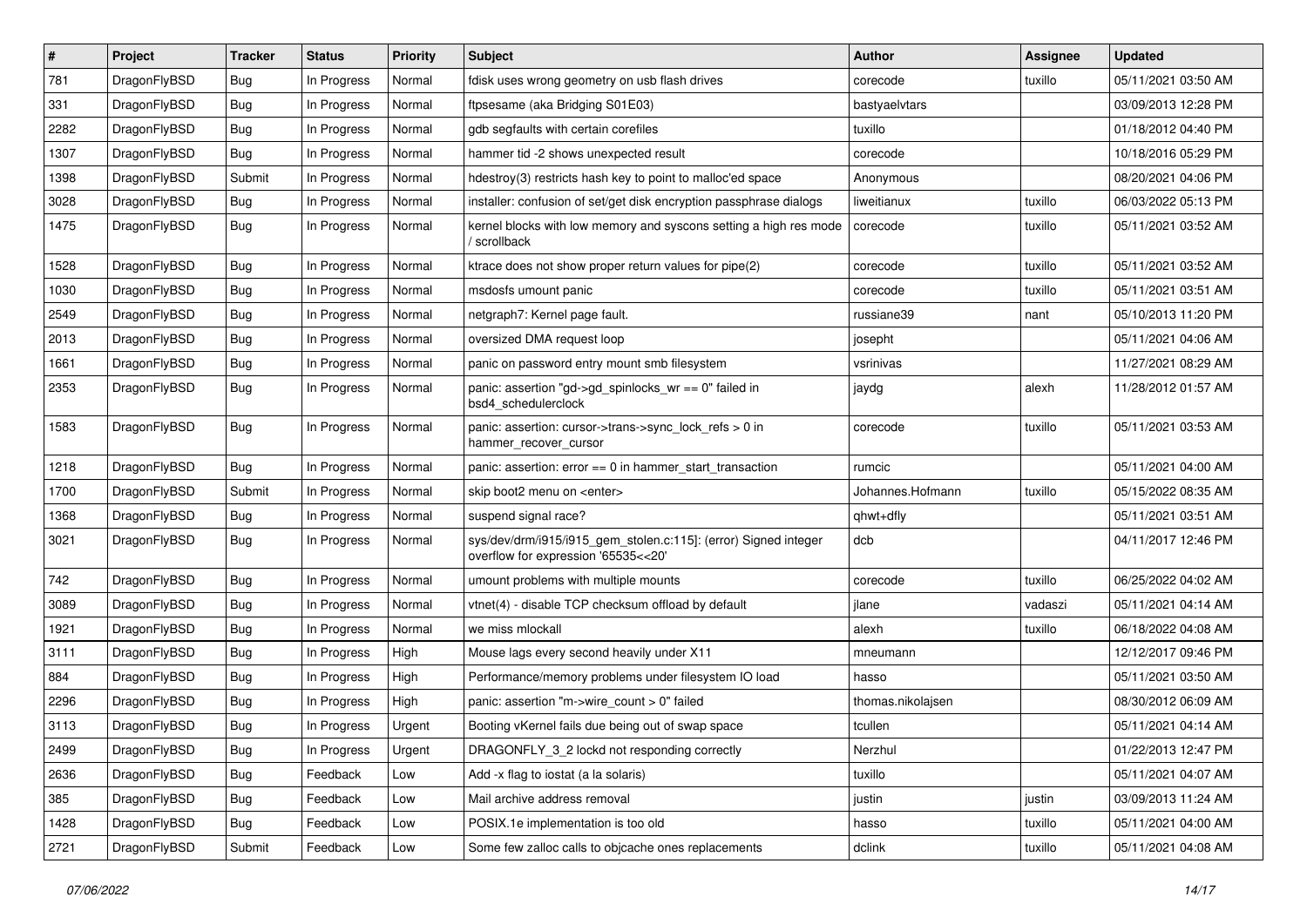| # | Project | Tracker | Status | Priority | Subject | Author | Assignee | Updated |
|---|---|---|---|---|---|---|---|---|
| 781 | DragonFlyBSD | Bug | In Progress | Normal | fdisk uses wrong geometry on usb flash drives | corecode | tuxillo | 05/11/2021 03:50 AM |
| 331 | DragonFlyBSD | Bug | In Progress | Normal | ftpsesame (aka Bridging S01E03) | bastyaelvtars | | 03/09/2013 12:28 PM |
| 2282 | DragonFlyBSD | Bug | In Progress | Normal | gdb segfaults with certain corefiles | tuxillo | | 01/18/2012 04:40 PM |
| 1307 | DragonFlyBSD | Bug | In Progress | Normal | hammer tid -2 shows unexpected result | corecode | | 10/18/2016 05:29 PM |
| 1398 | DragonFlyBSD | Submit | In Progress | Normal | hdestroy(3) restricts hash key to point to malloc'ed space | Anonymous | | 08/20/2021 04:06 PM |
| 3028 | DragonFlyBSD | Bug | In Progress | Normal | installer: confusion of set/get disk encryption passphrase dialogs | liweitianux | tuxillo | 06/03/2022 05:13 PM |
| 1475 | DragonFlyBSD | Bug | In Progress | Normal | kernel blocks with low memory and syscons setting a high res mode / scrollback | corecode | tuxillo | 05/11/2021 03:52 AM |
| 1528 | DragonFlyBSD | Bug | In Progress | Normal | ktrace does not show proper return values for pipe(2) | corecode | tuxillo | 05/11/2021 03:52 AM |
| 1030 | DragonFlyBSD | Bug | In Progress | Normal | msdosfs umount panic | corecode | tuxillo | 05/11/2021 03:51 AM |
| 2549 | DragonFlyBSD | Bug | In Progress | Normal | netgraph7: Kernel page fault. | russiane39 | nant | 05/10/2013 11:20 PM |
| 2013 | DragonFlyBSD | Bug | In Progress | Normal | oversized DMA request loop | josepht | | 05/11/2021 04:06 AM |
| 1661 | DragonFlyBSD | Bug | In Progress | Normal | panic on password entry mount smb filesystem | vsrinivas | | 11/27/2021 08:29 AM |
| 2353 | DragonFlyBSD | Bug | In Progress | Normal | panic: assertion "gd->gd_spinlocks_wr == 0" failed in bsd4_schedulerclock | jaydg | alexh | 11/28/2012 01:57 AM |
| 1583 | DragonFlyBSD | Bug | In Progress | Normal | panic: assertion: cursor->trans->sync_lock_refs > 0 in hammer_recover_cursor | corecode | tuxillo | 05/11/2021 03:53 AM |
| 1218 | DragonFlyBSD | Bug | In Progress | Normal | panic: assertion: error == 0 in hammer_start_transaction | rumcic | | 05/11/2021 04:00 AM |
| 1700 | DragonFlyBSD | Submit | In Progress | Normal | skip boot2 menu on <enter> | Johannes.Hofmann | tuxillo | 05/15/2022 08:35 AM |
| 1368 | DragonFlyBSD | Bug | In Progress | Normal | suspend signal race? | qhwt+dfly | | 05/11/2021 03:51 AM |
| 3021 | DragonFlyBSD | Bug | In Progress | Normal | sys/dev/drm/i915/i915_gem_stolen.c:115]: (error) Signed integer overflow for expression '65535<<20' | dcb | | 04/11/2017 12:46 PM |
| 742 | DragonFlyBSD | Bug | In Progress | Normal | umount problems with multiple mounts | corecode | tuxillo | 06/25/2022 04:02 AM |
| 3089 | DragonFlyBSD | Bug | In Progress | Normal | vtnet(4) - disable TCP checksum offload by default | jlane | vadaszi | 05/11/2021 04:14 AM |
| 1921 | DragonFlyBSD | Bug | In Progress | Normal | we miss mlockall | alexh | tuxillo | 06/18/2022 04:08 AM |
| 3111 | DragonFlyBSD | Bug | In Progress | High | Mouse lags every second heavily under X11 | mneumann | | 12/12/2017 09:46 PM |
| 884 | DragonFlyBSD | Bug | In Progress | High | Performance/memory problems under filesystem IO load | hasso | | 05/11/2021 03:50 AM |
| 2296 | DragonFlyBSD | Bug | In Progress | High | panic: assertion "m->wire_count > 0" failed | thomas.nikolajsen | | 08/30/2012 06:09 AM |
| 3113 | DragonFlyBSD | Bug | In Progress | Urgent | Booting vKernel fails due being out of swap space | tcullen | | 05/11/2021 04:14 AM |
| 2499 | DragonFlyBSD | Bug | In Progress | Urgent | DRAGONFLY_3_2 lockd not responding correctly | Nerzhul | | 01/22/2013 12:47 PM |
| 2636 | DragonFlyBSD | Bug | Feedback | Low | Add -x flag to iostat (a la solaris) | tuxillo | | 05/11/2021 04:07 AM |
| 385 | DragonFlyBSD | Bug | Feedback | Low | Mail archive address removal | justin | justin | 03/09/2013 11:24 AM |
| 1428 | DragonFlyBSD | Bug | Feedback | Low | POSIX.1e implementation is too old | hasso | tuxillo | 05/11/2021 04:00 AM |
| 2721 | DragonFlyBSD | Submit | Feedback | Low | Some few zalloc calls to objcache ones replacements | dclink | tuxillo | 05/11/2021 04:08 AM |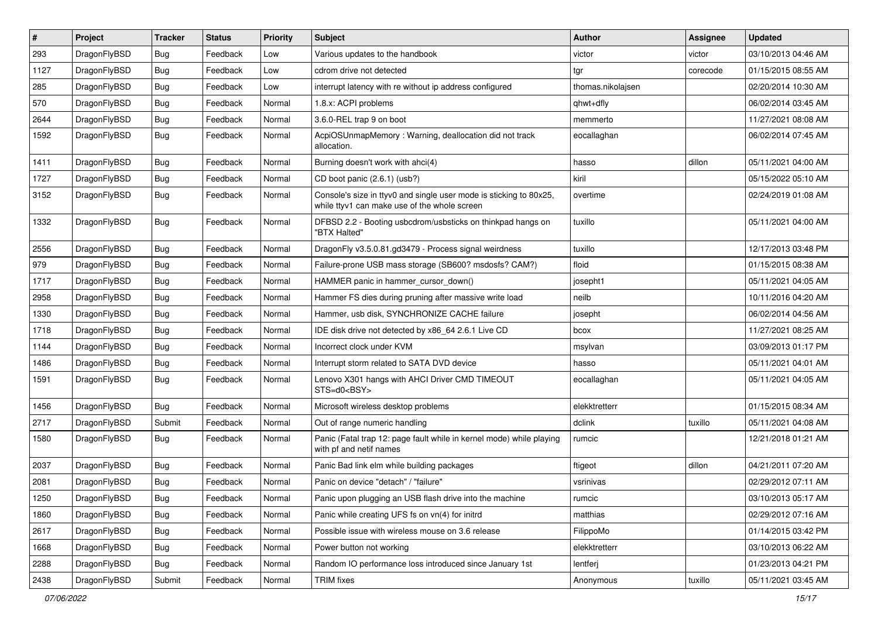| # | Project | Tracker | Status | Priority | Subject | Author | Assignee | Updated |
|---|---|---|---|---|---|---|---|---|
| 293 | DragonFlyBSD | Bug | Feedback | Low | Various updates to the handbook | victor | victor | 03/10/2013 04:46 AM |
| 1127 | DragonFlyBSD | Bug | Feedback | Low | cdrom drive not detected | tgr | corecode | 01/15/2015 08:55 AM |
| 285 | DragonFlyBSD | Bug | Feedback | Low | interrupt latency with re without ip address configured | thomas.nikolajsen | | 02/20/2014 10:30 AM |
| 570 | DragonFlyBSD | Bug | Feedback | Normal | 1.8.x: ACPI problems | qhwt+dfly | | 06/02/2014 03:45 AM |
| 2644 | DragonFlyBSD | Bug | Feedback | Normal | 3.6.0-REL trap 9 on boot | memmerto | | 11/27/2021 08:08 AM |
| 1592 | DragonFlyBSD | Bug | Feedback | Normal | AcpiOSUnmapMemory : Warning, deallocation did not track allocation. | eocallaghan | | 06/02/2014 07:45 AM |
| 1411 | DragonFlyBSD | Bug | Feedback | Normal | Burning doesn't work with ahci(4) | hasso | dillon | 05/11/2021 04:00 AM |
| 1727 | DragonFlyBSD | Bug | Feedback | Normal | CD boot panic (2.6.1) (usb?) | kiril | | 05/15/2022 05:10 AM |
| 3152 | DragonFlyBSD | Bug | Feedback | Normal | Console's size in ttyv0 and single user mode is sticking to 80x25, while ttyv1 can make use of the whole screen | overtime | | 02/24/2019 01:08 AM |
| 1332 | DragonFlyBSD | Bug | Feedback | Normal | DFBSD 2.2 - Booting usbcdrom/usbsticks on thinkpad hangs on "BTX Halted" | tuxillo | | 05/11/2021 04:00 AM |
| 2556 | DragonFlyBSD | Bug | Feedback | Normal | DragonFly v3.5.0.81.gd3479 - Process signal weirdness | tuxillo | | 12/17/2013 03:48 PM |
| 979 | DragonFlyBSD | Bug | Feedback | Normal | Failure-prone USB mass storage (SB600? msdosfs? CAM?) | floid | | 01/15/2015 08:38 AM |
| 1717 | DragonFlyBSD | Bug | Feedback | Normal | HAMMER panic in hammer_cursor_down() | josepht1 | | 05/11/2021 04:05 AM |
| 2958 | DragonFlyBSD | Bug | Feedback | Normal | Hammer FS dies during pruning after massive write load | neilb | | 10/11/2016 04:20 AM |
| 1330 | DragonFlyBSD | Bug | Feedback | Normal | Hammer, usb disk, SYNCHRONIZE CACHE failure | josepht | | 06/02/2014 04:56 AM |
| 1718 | DragonFlyBSD | Bug | Feedback | Normal | IDE disk drive not detected by x86_64 2.6.1 Live CD | bcox | | 11/27/2021 08:25 AM |
| 1144 | DragonFlyBSD | Bug | Feedback | Normal | Incorrect clock under KVM | msylvan | | 03/09/2013 01:17 PM |
| 1486 | DragonFlyBSD | Bug | Feedback | Normal | Interrupt storm related to SATA DVD device | hasso | | 05/11/2021 04:01 AM |
| 1591 | DragonFlyBSD | Bug | Feedback | Normal | Lenovo X301 hangs with AHCI Driver CMD TIMEOUT STS=d0<BSY> | eocallaghan | | 05/11/2021 04:05 AM |
| 1456 | DragonFlyBSD | Bug | Feedback | Normal | Microsoft wireless desktop problems | elekktretterr | | 01/15/2015 08:34 AM |
| 2717 | DragonFlyBSD | Submit | Feedback | Normal | Out of range numeric handling | dclink | tuxillo | 05/11/2021 04:08 AM |
| 1580 | DragonFlyBSD | Bug | Feedback | Normal | Panic (Fatal trap 12: page fault while in kernel mode) while playing with pf and netif names | rumcic | | 12/21/2018 01:21 AM |
| 2037 | DragonFlyBSD | Bug | Feedback | Normal | Panic Bad link elm while building packages | ftigeot | dillon | 04/21/2011 07:20 AM |
| 2081 | DragonFlyBSD | Bug | Feedback | Normal | Panic on device "detach" / "failure" | vsrinivas | | 02/29/2012 07:11 AM |
| 1250 | DragonFlyBSD | Bug | Feedback | Normal | Panic upon plugging an USB flash drive into the machine | rumcic | | 03/10/2013 05:17 AM |
| 1860 | DragonFlyBSD | Bug | Feedback | Normal | Panic while creating UFS fs on vn(4) for initrd | matthias | | 02/29/2012 07:16 AM |
| 2617 | DragonFlyBSD | Bug | Feedback | Normal | Possible issue with wireless mouse on 3.6 release | FilippoMo | | 01/14/2015 03:42 PM |
| 1668 | DragonFlyBSD | Bug | Feedback | Normal | Power button not working | elekktretterr | | 03/10/2013 06:22 AM |
| 2288 | DragonFlyBSD | Bug | Feedback | Normal | Random IO performance loss introduced since January 1st | lentferj | | 01/23/2013 04:21 PM |
| 2438 | DragonFlyBSD | Submit | Feedback | Normal | TRIM fixes | Anonymous | tuxillo | 05/11/2021 03:45 AM |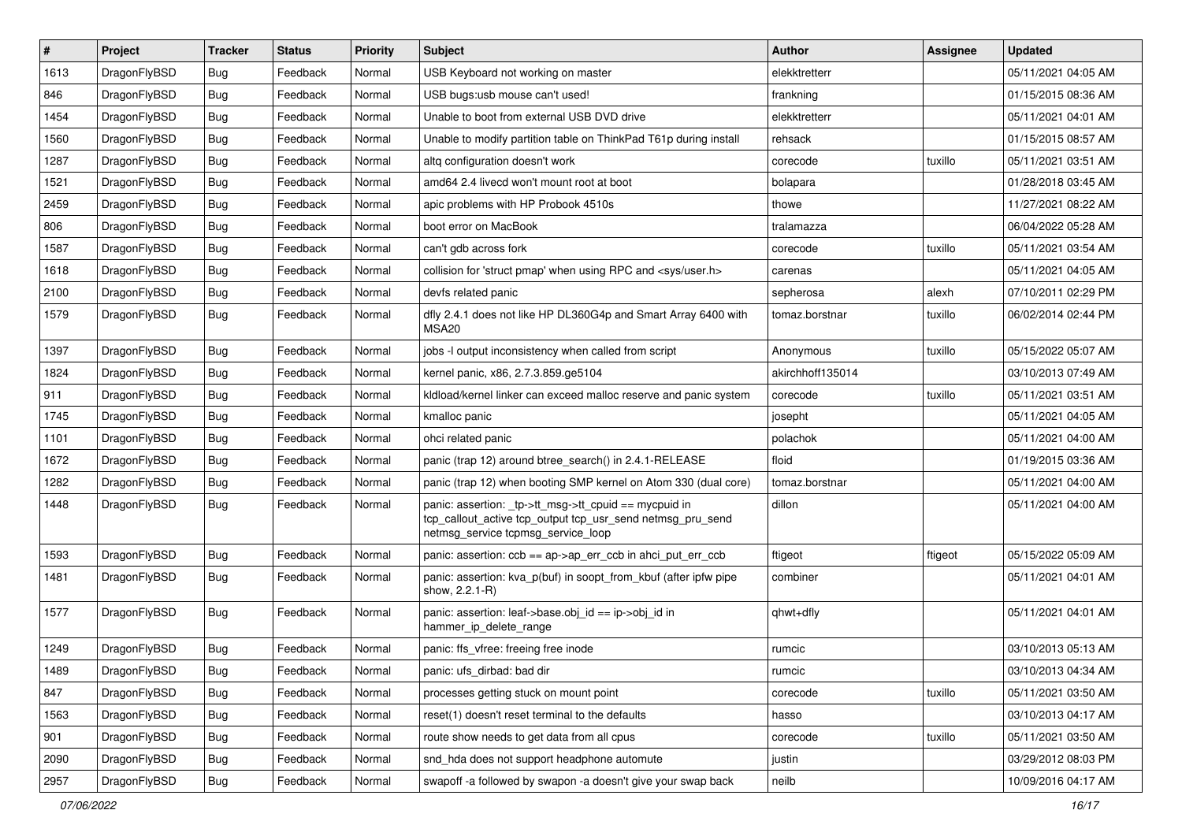| # | Project | Tracker | Status | Priority | Subject | Author | Assignee | Updated |
| --- | --- | --- | --- | --- | --- | --- | --- | --- |
| 1613 | DragonFlyBSD | Bug | Feedback | Normal | USB Keyboard not working on master | elekktretterr | | 05/11/2021 04:05 AM |
| 846 | DragonFlyBSD | Bug | Feedback | Normal | USB bugs:usb mouse can't used! | frankning | | 01/15/2015 08:36 AM |
| 1454 | DragonFlyBSD | Bug | Feedback | Normal | Unable to boot from external USB DVD drive | elekktretterr | | 05/11/2021 04:01 AM |
| 1560 | DragonFlyBSD | Bug | Feedback | Normal | Unable to modify partition table on ThinkPad T61p during install | rehsack | | 01/15/2015 08:57 AM |
| 1287 | DragonFlyBSD | Bug | Feedback | Normal | altq configuration doesn't work | corecode | tuxillo | 05/11/2021 03:51 AM |
| 1521 | DragonFlyBSD | Bug | Feedback | Normal | amd64 2.4 livecd won't mount root at boot | bolapara | | 01/28/2018 03:45 AM |
| 2459 | DragonFlyBSD | Bug | Feedback | Normal | apic problems with HP Probook 4510s | thowe | | 11/27/2021 08:22 AM |
| 806 | DragonFlyBSD | Bug | Feedback | Normal | boot error on MacBook | tralamazza | | 06/04/2022 05:28 AM |
| 1587 | DragonFlyBSD | Bug | Feedback | Normal | can't gdb across fork | corecode | tuxillo | 05/11/2021 03:54 AM |
| 1618 | DragonFlyBSD | Bug | Feedback | Normal | collision for 'struct pmap' when using RPC and <sys/user.h> | carenas | | 05/11/2021 04:05 AM |
| 2100 | DragonFlyBSD | Bug | Feedback | Normal | devfs related panic | sepherosa | alexh | 07/10/2011 02:29 PM |
| 1579 | DragonFlyBSD | Bug | Feedback | Normal | dfly 2.4.1 does not like HP DL360G4p and Smart Array 6400 with MSA20 | tomaz.borstnar | tuxillo | 06/02/2014 02:44 PM |
| 1397 | DragonFlyBSD | Bug | Feedback | Normal | jobs -l output inconsistency when called from script | Anonymous | tuxillo | 05/15/2022 05:07 AM |
| 1824 | DragonFlyBSD | Bug | Feedback | Normal | kernel panic, x86, 2.7.3.859.ge5104 | akirchhoff135014 | | 03/10/2013 07:49 AM |
| 911 | DragonFlyBSD | Bug | Feedback | Normal | kldload/kernel linker can exceed malloc reserve and panic system | corecode | tuxillo | 05/11/2021 03:51 AM |
| 1745 | DragonFlyBSD | Bug | Feedback | Normal | kmalloc panic | josepht | | 05/11/2021 04:05 AM |
| 1101 | DragonFlyBSD | Bug | Feedback | Normal | ohci related panic | polachok | | 05/11/2021 04:00 AM |
| 1672 | DragonFlyBSD | Bug | Feedback | Normal | panic (trap 12) around btree_search() in 2.4.1-RELEASE | floid | | 01/19/2015 03:36 AM |
| 1282 | DragonFlyBSD | Bug | Feedback | Normal | panic (trap 12) when booting SMP kernel on Atom 330 (dual core) | tomaz.borstnar | | 05/11/2021 04:00 AM |
| 1448 | DragonFlyBSD | Bug | Feedback | Normal | panic: assertion: _tp->tt_msg->tt_cpuid == mycpuid in tcp_callout_active tcp_output tcp_usr_send netmsg_pru_send netmsg_service tcpmsg_service_loop | dillon | | 05/11/2021 04:00 AM |
| 1593 | DragonFlyBSD | Bug | Feedback | Normal | panic: assertion: ccb == ap->ap_err_ccb in ahci_put_err_ccb | ftigeot | ftigeot | 05/15/2022 05:09 AM |
| 1481 | DragonFlyBSD | Bug | Feedback | Normal | panic: assertion: kva_p(buf) in soopt_from_kbuf (after ipfw pipe show, 2.2.1-R) | combiner | | 05/11/2021 04:01 AM |
| 1577 | DragonFlyBSD | Bug | Feedback | Normal | panic: assertion: leaf->base.obj_id == ip->obj_id in hammer_ip_delete_range | qhwt+dfly | | 05/11/2021 04:01 AM |
| 1249 | DragonFlyBSD | Bug | Feedback | Normal | panic: ffs_vfree: freeing free inode | rumcic | | 03/10/2013 05:13 AM |
| 1489 | DragonFlyBSD | Bug | Feedback | Normal | panic: ufs_dirbad: bad dir | rumcic | | 03/10/2013 04:34 AM |
| 847 | DragonFlyBSD | Bug | Feedback | Normal | processes getting stuck on mount point | corecode | tuxillo | 05/11/2021 03:50 AM |
| 1563 | DragonFlyBSD | Bug | Feedback | Normal | reset(1) doesn't reset terminal to the defaults | hasso | | 03/10/2013 04:17 AM |
| 901 | DragonFlyBSD | Bug | Feedback | Normal | route show needs to get data from all cpus | corecode | tuxillo | 05/11/2021 03:50 AM |
| 2090 | DragonFlyBSD | Bug | Feedback | Normal | snd_hda does not support headphone automute | justin | | 03/29/2012 08:03 PM |
| 2957 | DragonFlyBSD | Bug | Feedback | Normal | swapoff -a followed by swapon -a doesn't give your swap back | neilb | | 10/09/2016 04:17 AM |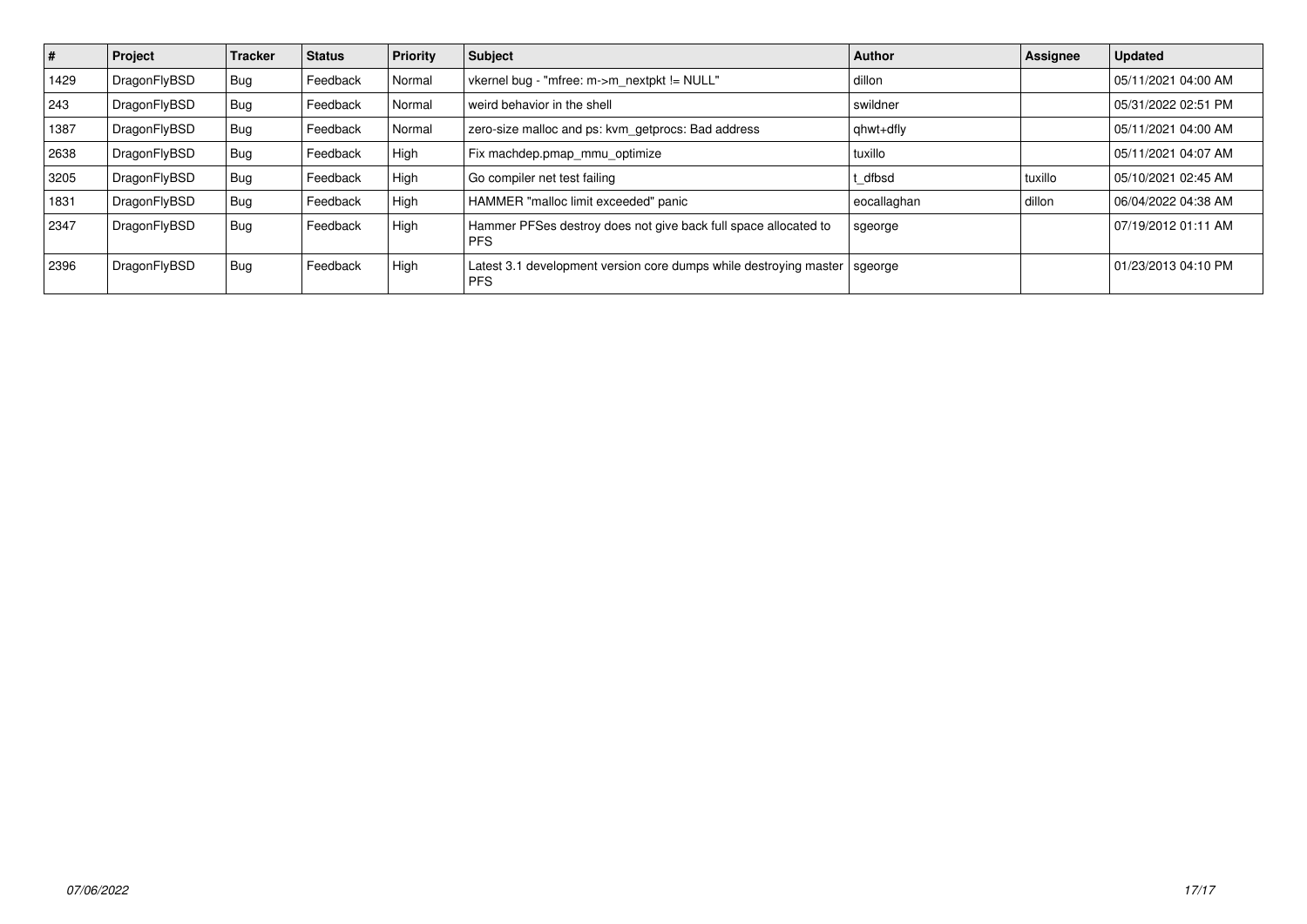| # | Project | Tracker | Status | Priority | Subject | Author | Assignee | Updated |
|---|---|---|---|---|---|---|---|---|
| 1429 | DragonFlyBSD | Bug | Feedback | Normal | vkernel bug - "mfree: m->m_nextpkt != NULL" | dillon | | 05/11/2021 04:00 AM |
| 243 | DragonFlyBSD | Bug | Feedback | Normal | weird behavior in the shell | swildner | | 05/31/2022 02:51 PM |
| 1387 | DragonFlyBSD | Bug | Feedback | Normal | zero-size malloc and ps: kvm_getprocs: Bad address | qhwt+dfly | | 05/11/2021 04:00 AM |
| 2638 | DragonFlyBSD | Bug | Feedback | High | Fix machdep.pmap_mmu_optimize | tuxillo | | 05/11/2021 04:07 AM |
| 3205 | DragonFlyBSD | Bug | Feedback | High | Go compiler net test failing | t_dfbsd | tuxillo | 05/10/2021 02:45 AM |
| 1831 | DragonFlyBSD | Bug | Feedback | High | HAMMER "malloc limit exceeded" panic | eocallaghan | dillon | 06/04/2022 04:38 AM |
| 2347 | DragonFlyBSD | Bug | Feedback | High | Hammer PFSes destroy does not give back full space allocated to PFS | sgeorge | | 07/19/2012 01:11 AM |
| 2396 | DragonFlyBSD | Bug | Feedback | High | Latest 3.1 development version core dumps while destroying master PFS | sgeorge | | 01/23/2013 04:10 PM |